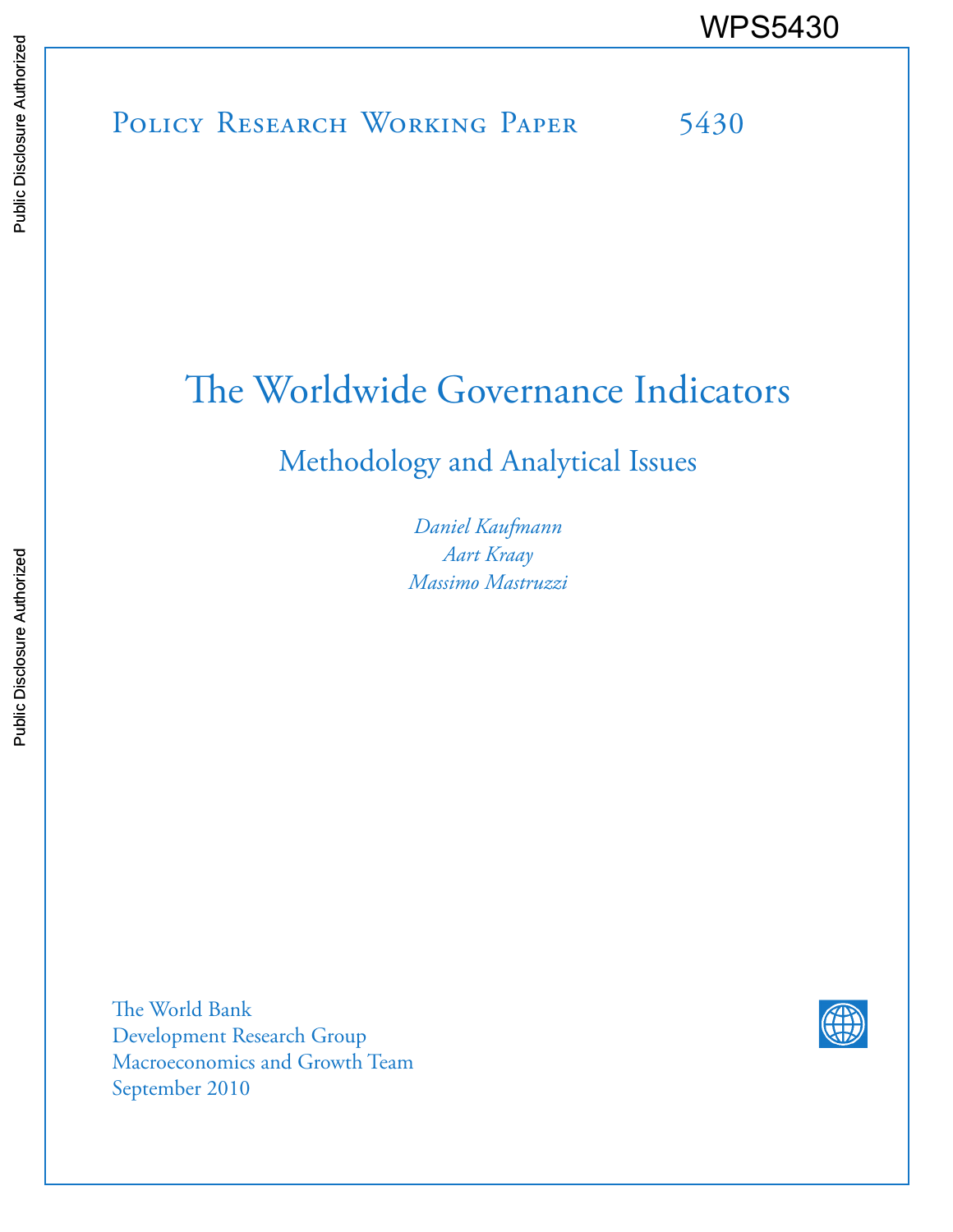WPS5430

Policy Research Working Paper 5430

# The Worldwide Governance Indicators

## Methodology and Analytical Issues

*Daniel Kaufmann*
*Aart Kraay*
*Massimo Mastruzzi*

The World Bank
Development Research Group
Macroeconomics and Growth Team
September 2010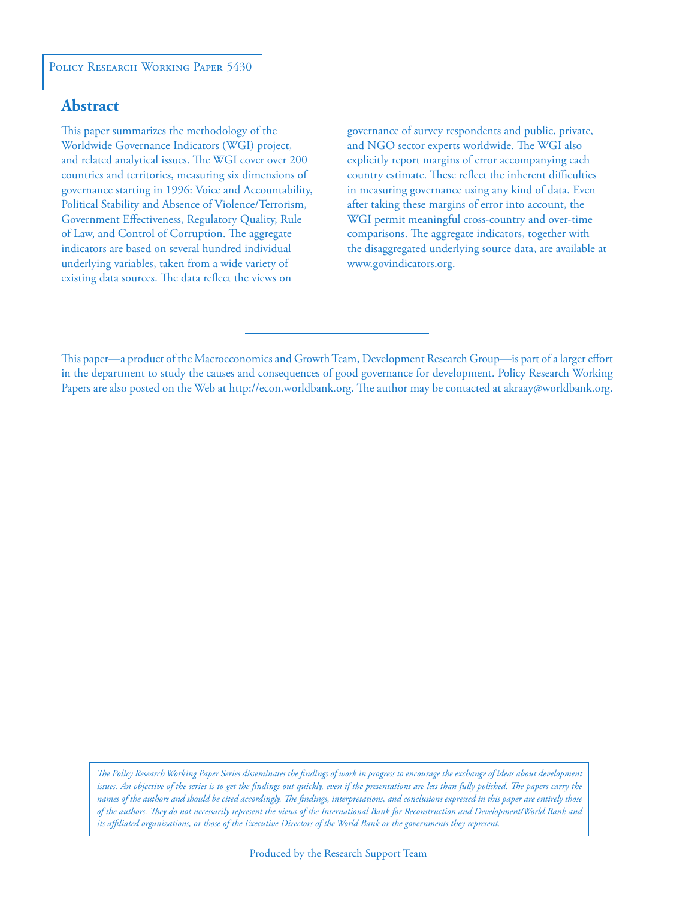Policy Research Working Paper 5430

## Abstract

This paper summarizes the methodology of the Worldwide Governance Indicators (WGI) project, and related analytical issues. The WGI cover over 200 countries and territories, measuring six dimensions of governance starting in 1996: Voice and Accountability, Political Stability and Absence of Violence/Terrorism, Government Effectiveness, Regulatory Quality, Rule of Law, and Control of Corruption. The aggregate indicators are based on several hundred individual underlying variables, taken from a wide variety of existing data sources. The data reflect the views on governance of survey respondents and public, private, and NGO sector experts worldwide. The WGI also explicitly report margins of error accompanying each country estimate. These reflect the inherent difficulties in measuring governance using any kind of data. Even after taking these margins of error into account, the WGI permit meaningful cross-country and over-time comparisons. The aggregate indicators, together with the disaggregated underlying source data, are available at www.govindicators.org.

This paper—a product of the Macroeconomics and Growth Team, Development Research Group—is part of a larger effort in the department to study the causes and consequences of good governance for development. Policy Research Working Papers are also posted on the Web at http://econ.worldbank.org. The author may be contacted at akraay@worldbank.org.

*The Policy Research Working Paper Series disseminates the findings of work in progress to encourage the exchange of ideas about development issues. An objective of the series is to get the findings out quickly, even if the presentations are less than fully polished. The papers carry the names of the authors and should be cited accordingly. The findings, interpretations, and conclusions expressed in this paper are entirely those of the authors. They do not necessarily represent the views of the International Bank for Reconstruction and Development/World Bank and its affiliated organizations, or those of the Executive Directors of the World Bank or the governments they represent.*

Produced by the Research Support Team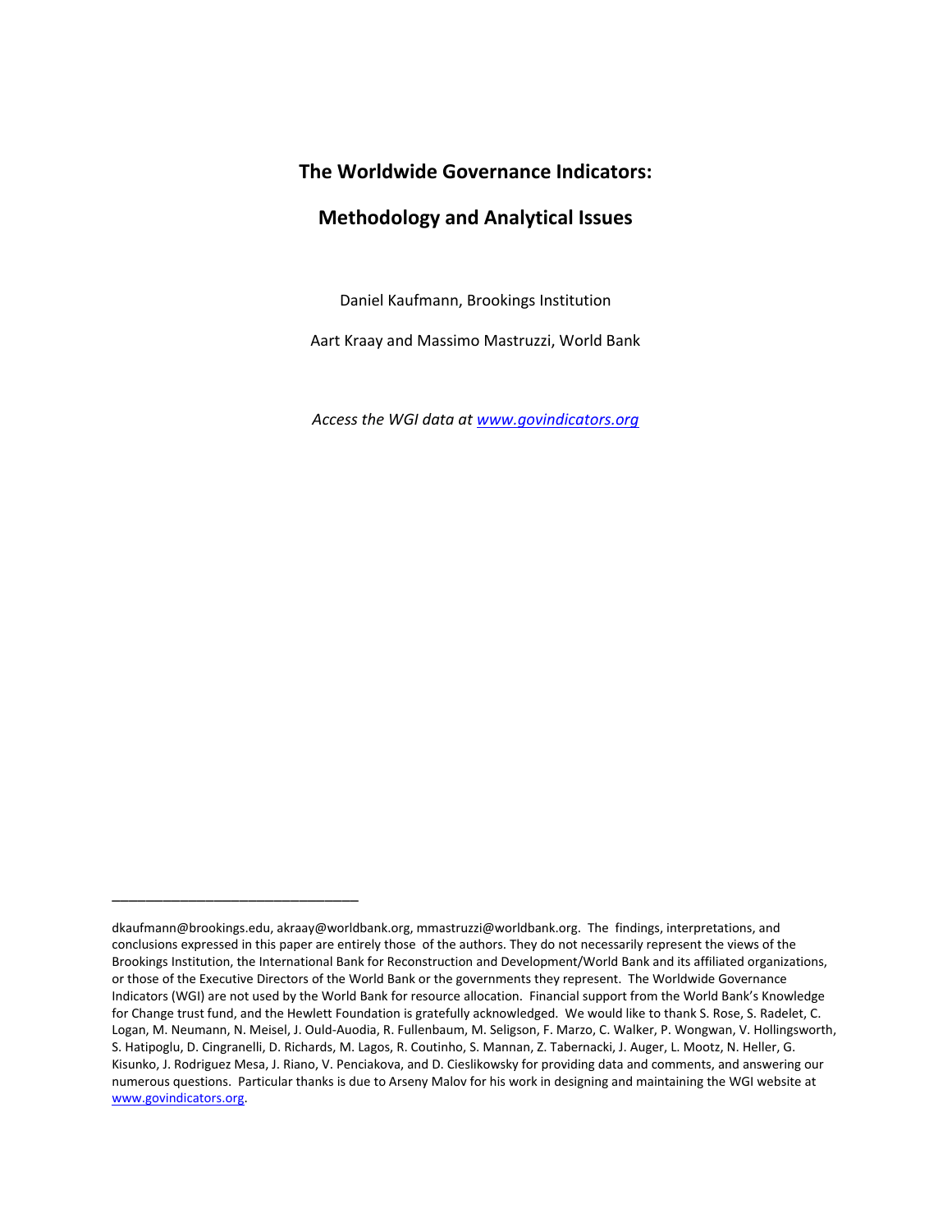# The Worldwide Governance Indicators:

# Methodology and Analytical Issues

Daniel Kaufmann, Brookings Institution

Aart Kraay and Massimo Mastruzzi, World Bank

*Access the WGI data at [www.govindicators.org](http://www.govindicators.org)*

---

dkaufmann@brookings.edu, akraay@worldbank.org, mmastruzzi@worldbank.org. The findings, interpretations, and conclusions expressed in this paper are entirely those of the authors. They do not necessarily represent the views of the Brookings Institution, the International Bank for Reconstruction and Development/World Bank and its affiliated organizations, or those of the Executive Directors of the World Bank or the governments they represent. The Worldwide Governance Indicators (WGI) are not used by the World Bank for resource allocation. Financial support from the World Bank's Knowledge for Change trust fund, and the Hewlett Foundation is gratefully acknowledged. We would like to thank S. Rose, S. Radelet, C. Logan, M. Neumann, N. Meisel, J. Ould-Auodia, R. Fullenbaum, M. Seligson, F. Marzo, C. Walker, P. Wongwan, V. Hollingsworth, S. Hatipoglu, D. Cingranelli, D. Richards, M. Lagos, R. Coutinho, S. Mannan, Z. Tabernacki, J. Auger, L. Mootz, N. Heller, G. Kisunko, J. Rodriguez Mesa, J. Riano, V. Penciakova, and D. Cieslikowsky for providing data and comments, and answering our numerous questions. Particular thanks is due to Arseny Malov for his work in designing and maintaining the WGI website at [www.govindicators.org](http://www.govindicators.org).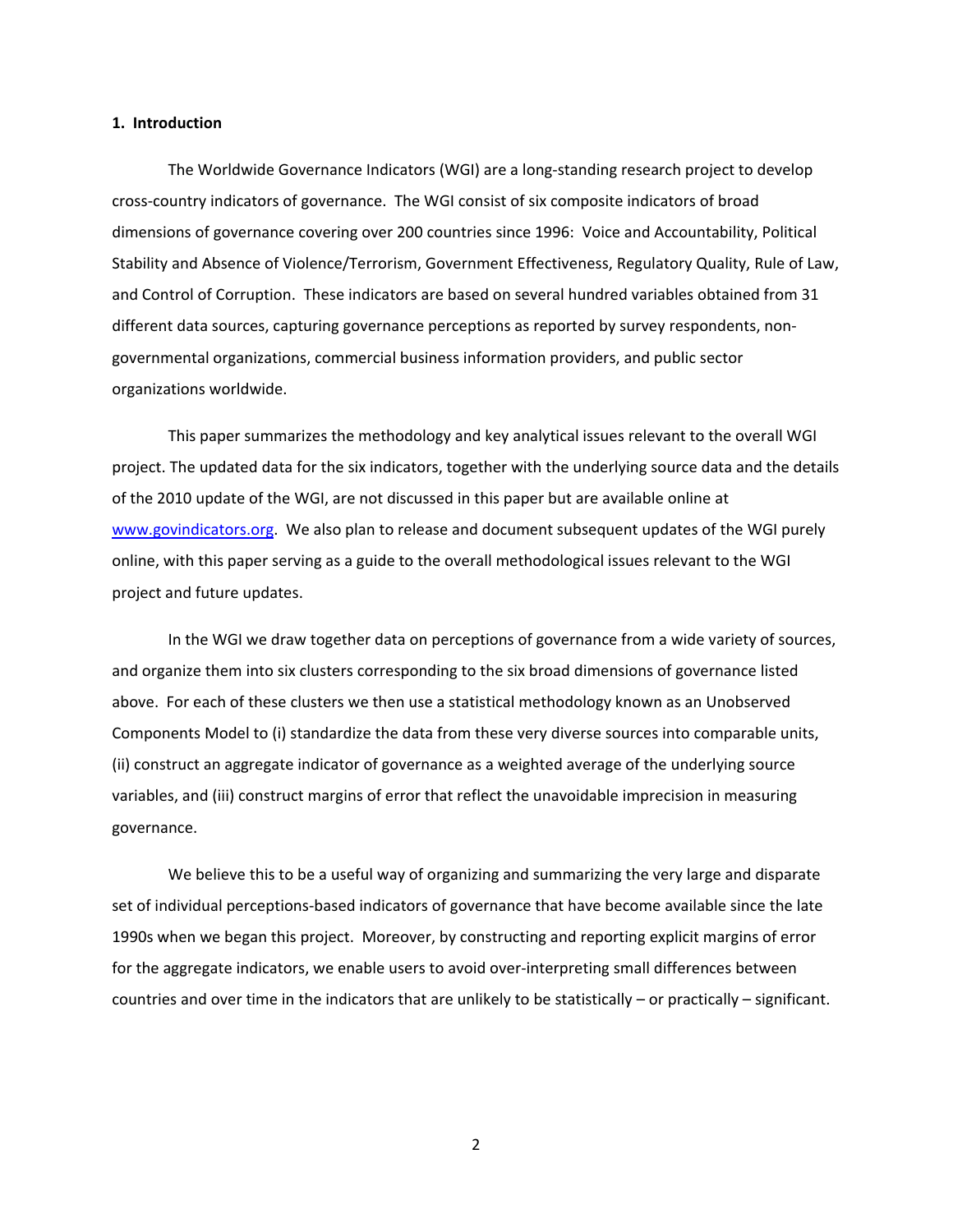## 1. Introduction

The Worldwide Governance Indicators (WGI) are a long-standing research project to develop cross-country indicators of governance. The WGI consist of six composite indicators of broad dimensions of governance covering over 200 countries since 1996: Voice and Accountability, Political Stability and Absence of Violence/Terrorism, Government Effectiveness, Regulatory Quality, Rule of Law, and Control of Corruption. These indicators are based on several hundred variables obtained from 31 different data sources, capturing governance perceptions as reported by survey respondents, non-governmental organizations, commercial business information providers, and public sector organizations worldwide.

This paper summarizes the methodology and key analytical issues relevant to the overall WGI project. The updated data for the six indicators, together with the underlying source data and the details of the 2010 update of the WGI, are not discussed in this paper but are available online at www.govindicators.org. We also plan to release and document subsequent updates of the WGI purely online, with this paper serving as a guide to the overall methodological issues relevant to the WGI project and future updates.

In the WGI we draw together data on perceptions of governance from a wide variety of sources, and organize them into six clusters corresponding to the six broad dimensions of governance listed above. For each of these clusters we then use a statistical methodology known as an Unobserved Components Model to (i) standardize the data from these very diverse sources into comparable units, (ii) construct an aggregate indicator of governance as a weighted average of the underlying source variables, and (iii) construct margins of error that reflect the unavoidable imprecision in measuring governance.

We believe this to be a useful way of organizing and summarizing the very large and disparate set of individual perceptions-based indicators of governance that have become available since the late 1990s when we began this project. Moreover, by constructing and reporting explicit margins of error for the aggregate indicators, we enable users to avoid over-interpreting small differences between countries and over time in the indicators that are unlikely to be statistically – or practically – significant.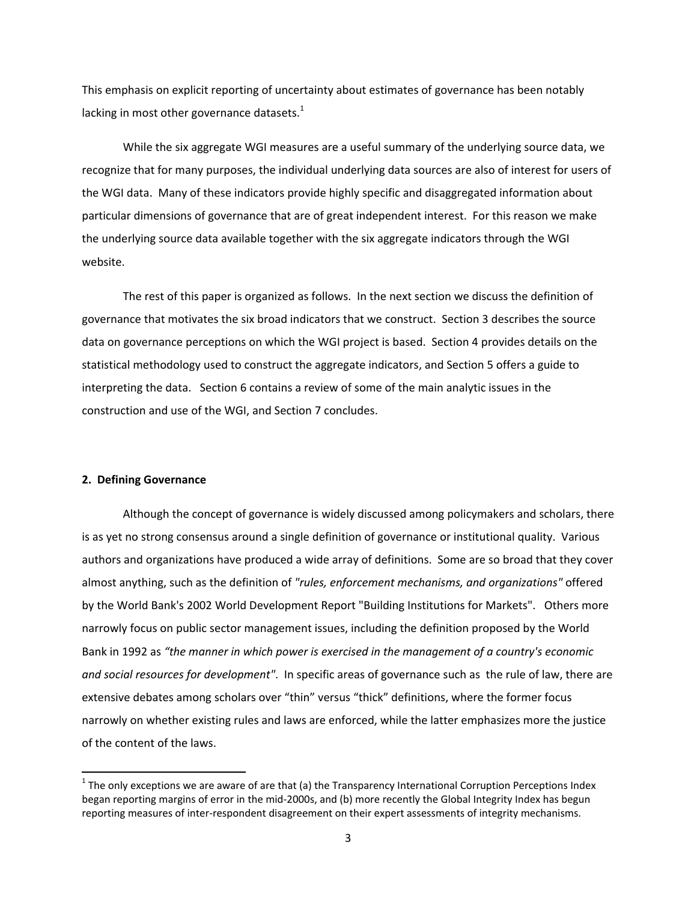This emphasis on explicit reporting of uncertainty about estimates of governance has been notably lacking in most other governance datasets.[1]

While the six aggregate WGI measures are a useful summary of the underlying source data, we recognize that for many purposes, the individual underlying data sources are also of interest for users of the WGI data. Many of these indicators provide highly specific and disaggregated information about particular dimensions of governance that are of great independent interest. For this reason we make the underlying source data available together with the six aggregate indicators through the WGI website.

The rest of this paper is organized as follows. In the next section we discuss the definition of governance that motivates the six broad indicators that we construct. Section 3 describes the source data on governance perceptions on which the WGI project is based. Section 4 provides details on the statistical methodology used to construct the aggregate indicators, and Section 5 offers a guide to interpreting the data. Section 6 contains a review of some of the main analytic issues in the construction and use of the WGI, and Section 7 concludes.

## 2. Defining Governance

Although the concept of governance is widely discussed among policymakers and scholars, there is as yet no strong consensus around a single definition of governance or institutional quality. Various authors and organizations have produced a wide array of definitions. Some are so broad that they cover almost anything, such as the definition of *"rules, enforcement mechanisms, and organizations"* offered by the World Bank's 2002 World Development Report "Building Institutions for Markets". Others more narrowly focus on public sector management issues, including the definition proposed by the World Bank in 1992 as *"the manner in which power is exercised in the management of a country's economic and social resources for development"*. In specific areas of governance such as the rule of law, there are extensive debates among scholars over "thin" versus "thick" definitions, where the former focus narrowly on whether existing rules and laws are enforced, while the latter emphasizes more the justice of the content of the laws.

[1] The only exceptions we are aware of are that (a) the Transparency International Corruption Perceptions Index began reporting margins of error in the mid-2000s, and (b) more recently the Global Integrity Index has begun reporting measures of inter-respondent disagreement on their expert assessments of integrity mechanisms.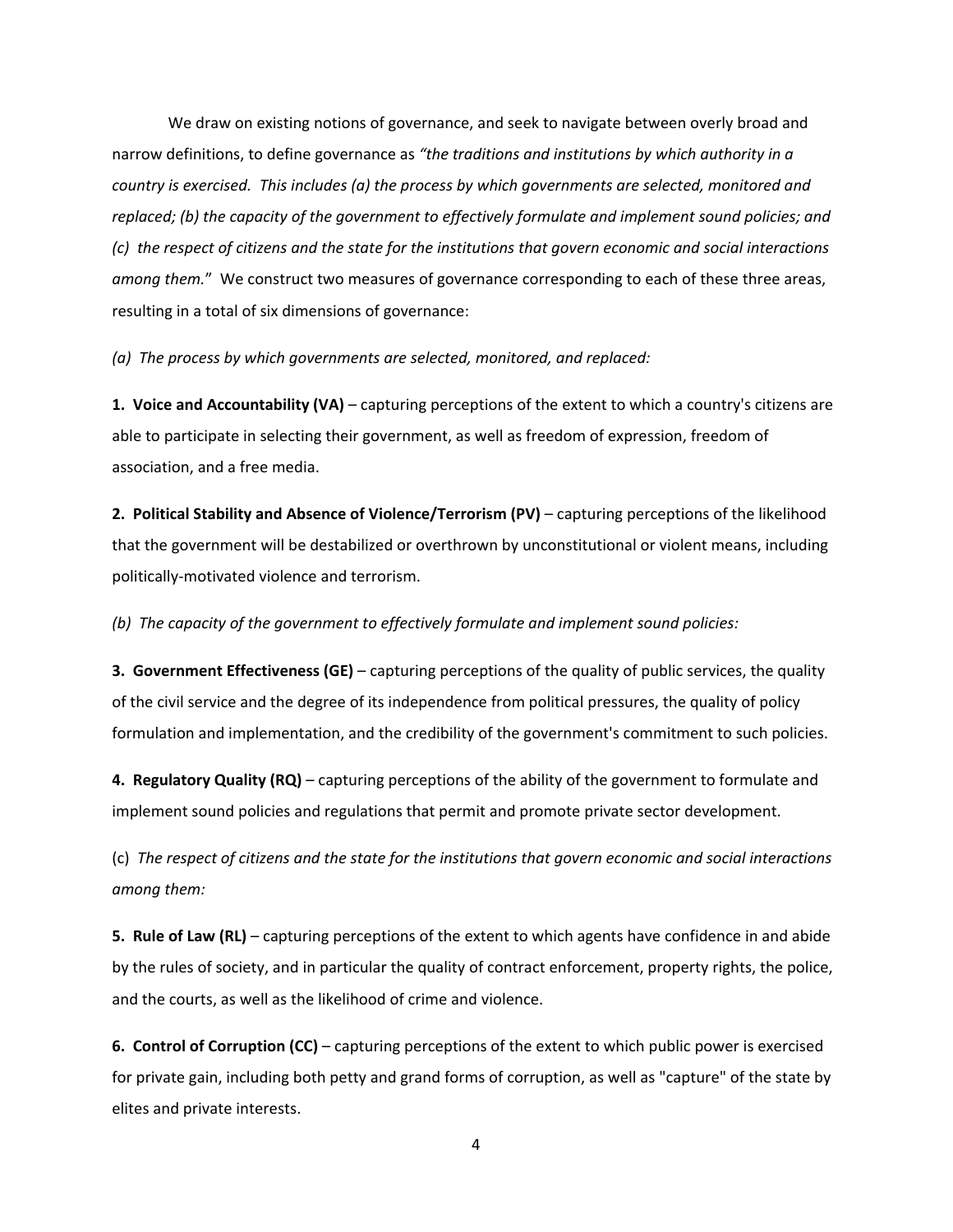We draw on existing notions of governance, and seek to navigate between overly broad and narrow definitions, to define governance as *"the traditions and institutions by which authority in a country is exercised. This includes (a) the process by which governments are selected, monitored and replaced; (b) the capacity of the government to effectively formulate and implement sound policies; and (c) the respect of citizens and the state for the institutions that govern economic and social interactions among them.*" We construct two measures of governance corresponding to each of these three areas, resulting in a total of six dimensions of governance:

*(a) The process by which governments are selected, monitored, and replaced:*

**1. Voice and Accountability (VA)** – capturing perceptions of the extent to which a country's citizens are able to participate in selecting their government, as well as freedom of expression, freedom of association, and a free media.

**2. Political Stability and Absence of Violence/Terrorism (PV)** – capturing perceptions of the likelihood that the government will be destabilized or overthrown by unconstitutional or violent means, including politically-motivated violence and terrorism.

*(b) The capacity of the government to effectively formulate and implement sound policies:*

**3. Government Effectiveness (GE)** – capturing perceptions of the quality of public services, the quality of the civil service and the degree of its independence from political pressures, the quality of policy formulation and implementation, and the credibility of the government's commitment to such policies.

**4. Regulatory Quality (RQ)** – capturing perceptions of the ability of the government to formulate and implement sound policies and regulations that permit and promote private sector development.

(c) *The respect of citizens and the state for the institutions that govern economic and social interactions among them:*

**5. Rule of Law (RL)** – capturing perceptions of the extent to which agents have confidence in and abide by the rules of society, and in particular the quality of contract enforcement, property rights, the police, and the courts, as well as the likelihood of crime and violence.

**6. Control of Corruption (CC)** – capturing perceptions of the extent to which public power is exercised for private gain, including both petty and grand forms of corruption, as well as "capture" of the state by elites and private interests.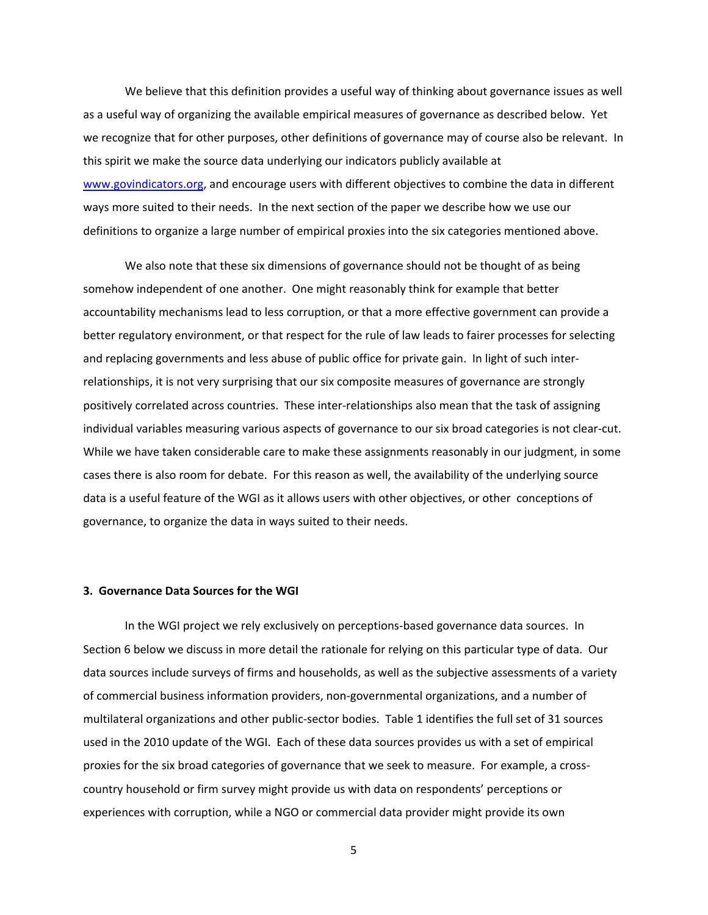We believe that this definition provides a useful way of thinking about governance issues as well as a useful way of organizing the available empirical measures of governance as described below. Yet we recognize that for other purposes, other definitions of governance may of course also be relevant. In this spirit we make the source data underlying our indicators publicly available at www.govindicators.org, and encourage users with different objectives to combine the data in different ways more suited to their needs. In the next section of the paper we describe how we use our definitions to organize a large number of empirical proxies into the six categories mentioned above.

We also note that these six dimensions of governance should not be thought of as being somehow independent of one another. One might reasonably think for example that better accountability mechanisms lead to less corruption, or that a more effective government can provide a better regulatory environment, or that respect for the rule of law leads to fairer processes for selecting and replacing governments and less abuse of public office for private gain. In light of such inter-relationships, it is not very surprising that our six composite measures of governance are strongly positively correlated across countries. These inter-relationships also mean that the task of assigning individual variables measuring various aspects of governance to our six broad categories is not clear-cut. While we have taken considerable care to make these assignments reasonably in our judgment, in some cases there is also room for debate. For this reason as well, the availability of the underlying source data is a useful feature of the WGI as it allows users with other objectives, or other conceptions of governance, to organize the data in ways suited to their needs.

## 3. Governance Data Sources for the WGI

In the WGI project we rely exclusively on perceptions-based governance data sources. In Section 6 below we discuss in more detail the rationale for relying on this particular type of data. Our data sources include surveys of firms and households, as well as the subjective assessments of a variety of commercial business information providers, non-governmental organizations, and a number of multilateral organizations and other public-sector bodies. Table 1 identifies the full set of 31 sources used in the 2010 update of the WGI. Each of these data sources provides us with a set of empirical proxies for the six broad categories of governance that we seek to measure. For example, a cross-country household or firm survey might provide us with data on respondents' perceptions or experiences with corruption, while a NGO or commercial data provider might provide its own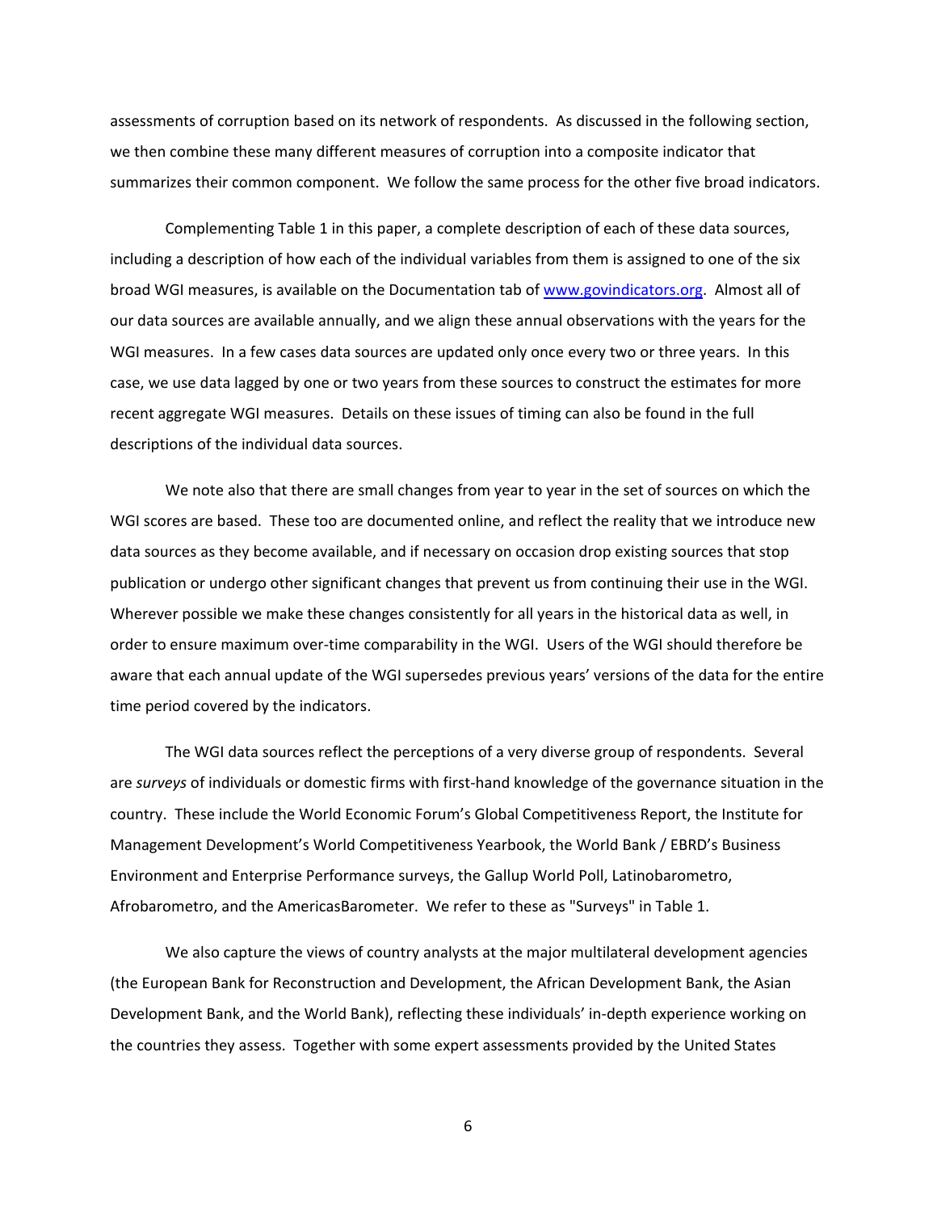assessments of corruption based on its network of respondents. As discussed in the following section, we then combine these many different measures of corruption into a composite indicator that summarizes their common component. We follow the same process for the other five broad indicators.

Complementing Table 1 in this paper, a complete description of each of these data sources, including a description of how each of the individual variables from them is assigned to one of the six broad WGI measures, is available on the Documentation tab of www.govindicators.org. Almost all of our data sources are available annually, and we align these annual observations with the years for the WGI measures. In a few cases data sources are updated only once every two or three years. In this case, we use data lagged by one or two years from these sources to construct the estimates for more recent aggregate WGI measures. Details on these issues of timing can also be found in the full descriptions of the individual data sources.

We note also that there are small changes from year to year in the set of sources on which the WGI scores are based. These too are documented online, and reflect the reality that we introduce new data sources as they become available, and if necessary on occasion drop existing sources that stop publication or undergo other significant changes that prevent us from continuing their use in the WGI. Wherever possible we make these changes consistently for all years in the historical data as well, in order to ensure maximum over-time comparability in the WGI. Users of the WGI should therefore be aware that each annual update of the WGI supersedes previous years' versions of the data for the entire time period covered by the indicators.

The WGI data sources reflect the perceptions of a very diverse group of respondents. Several are *surveys* of individuals or domestic firms with first-hand knowledge of the governance situation in the country. These include the World Economic Forum's Global Competitiveness Report, the Institute for Management Development's World Competitiveness Yearbook, the World Bank / EBRD's Business Environment and Enterprise Performance surveys, the Gallup World Poll, Latinobarometro, Afrobarometro, and the AmericasBarometer. We refer to these as "Surveys" in Table 1.

We also capture the views of country analysts at the major multilateral development agencies (the European Bank for Reconstruction and Development, the African Development Bank, the Asian Development Bank, and the World Bank), reflecting these individuals' in-depth experience working on the countries they assess. Together with some expert assessments provided by the United States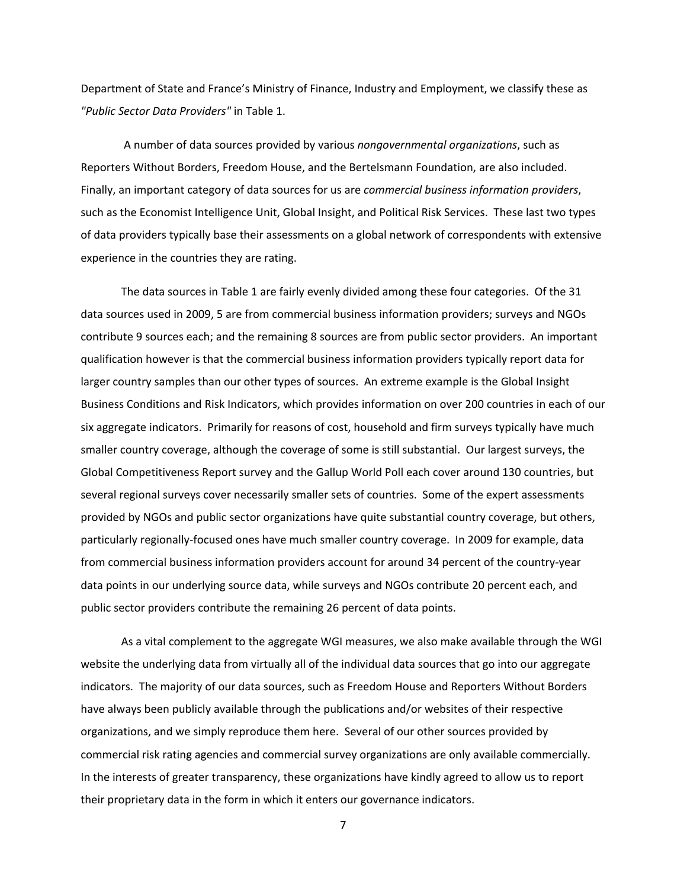Department of State and France's Ministry of Finance, Industry and Employment, we classify these as *"Public Sector Data Providers"* in Table 1.

A number of data sources provided by various *nongovernmental organizations*, such as Reporters Without Borders, Freedom House, and the Bertelsmann Foundation, are also included. Finally, an important category of data sources for us are *commercial business information providers*, such as the Economist Intelligence Unit, Global Insight, and Political Risk Services. These last two types of data providers typically base their assessments on a global network of correspondents with extensive experience in the countries they are rating.

The data sources in Table 1 are fairly evenly divided among these four categories. Of the 31 data sources used in 2009, 5 are from commercial business information providers; surveys and NGOs contribute 9 sources each; and the remaining 8 sources are from public sector providers. An important qualification however is that the commercial business information providers typically report data for larger country samples than our other types of sources. An extreme example is the Global Insight Business Conditions and Risk Indicators, which provides information on over 200 countries in each of our six aggregate indicators. Primarily for reasons of cost, household and firm surveys typically have much smaller country coverage, although the coverage of some is still substantial. Our largest surveys, the Global Competitiveness Report survey and the Gallup World Poll each cover around 130 countries, but several regional surveys cover necessarily smaller sets of countries. Some of the expert assessments provided by NGOs and public sector organizations have quite substantial country coverage, but others, particularly regionally-focused ones have much smaller country coverage. In 2009 for example, data from commercial business information providers account for around 34 percent of the country-year data points in our underlying source data, while surveys and NGOs contribute 20 percent each, and public sector providers contribute the remaining 26 percent of data points.

As a vital complement to the aggregate WGI measures, we also make available through the WGI website the underlying data from virtually all of the individual data sources that go into our aggregate indicators. The majority of our data sources, such as Freedom House and Reporters Without Borders have always been publicly available through the publications and/or websites of their respective organizations, and we simply reproduce them here. Several of our other sources provided by commercial risk rating agencies and commercial survey organizations are only available commercially. In the interests of greater transparency, these organizations have kindly agreed to allow us to report their proprietary data in the form in which it enters our governance indicators.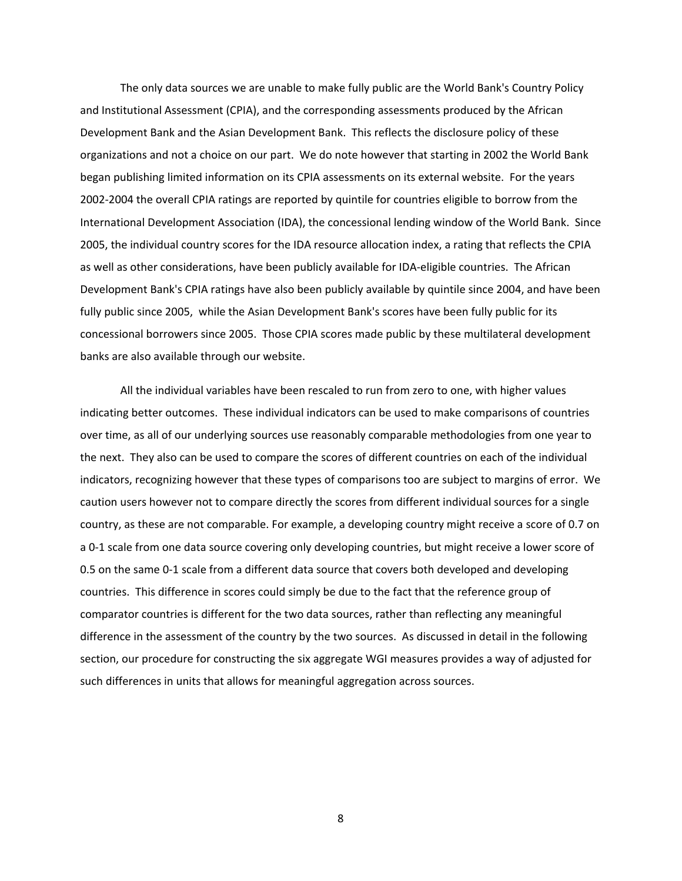The only data sources we are unable to make fully public are the World Bank's Country Policy and Institutional Assessment (CPIA), and the corresponding assessments produced by the African Development Bank and the Asian Development Bank. This reflects the disclosure policy of these organizations and not a choice on our part. We do note however that starting in 2002 the World Bank began publishing limited information on its CPIA assessments on its external website. For the years 2002-2004 the overall CPIA ratings are reported by quintile for countries eligible to borrow from the International Development Association (IDA), the concessional lending window of the World Bank. Since 2005, the individual country scores for the IDA resource allocation index, a rating that reflects the CPIA as well as other considerations, have been publicly available for IDA-eligible countries. The African Development Bank's CPIA ratings have also been publicly available by quintile since 2004, and have been fully public since 2005, while the Asian Development Bank's scores have been fully public for its concessional borrowers since 2005. Those CPIA scores made public by these multilateral development banks are also available through our website.

All the individual variables have been rescaled to run from zero to one, with higher values indicating better outcomes. These individual indicators can be used to make comparisons of countries over time, as all of our underlying sources use reasonably comparable methodologies from one year to the next. They also can be used to compare the scores of different countries on each of the individual indicators, recognizing however that these types of comparisons too are subject to margins of error. We caution users however not to compare directly the scores from different individual sources for a single country, as these are not comparable. For example, a developing country might receive a score of 0.7 on a 0-1 scale from one data source covering only developing countries, but might receive a lower score of 0.5 on the same 0-1 scale from a different data source that covers both developed and developing countries. This difference in scores could simply be due to the fact that the reference group of comparator countries is different for the two data sources, rather than reflecting any meaningful difference in the assessment of the country by the two sources. As discussed in detail in the following section, our procedure for constructing the six aggregate WGI measures provides a way of adjusted for such differences in units that allows for meaningful aggregation across sources.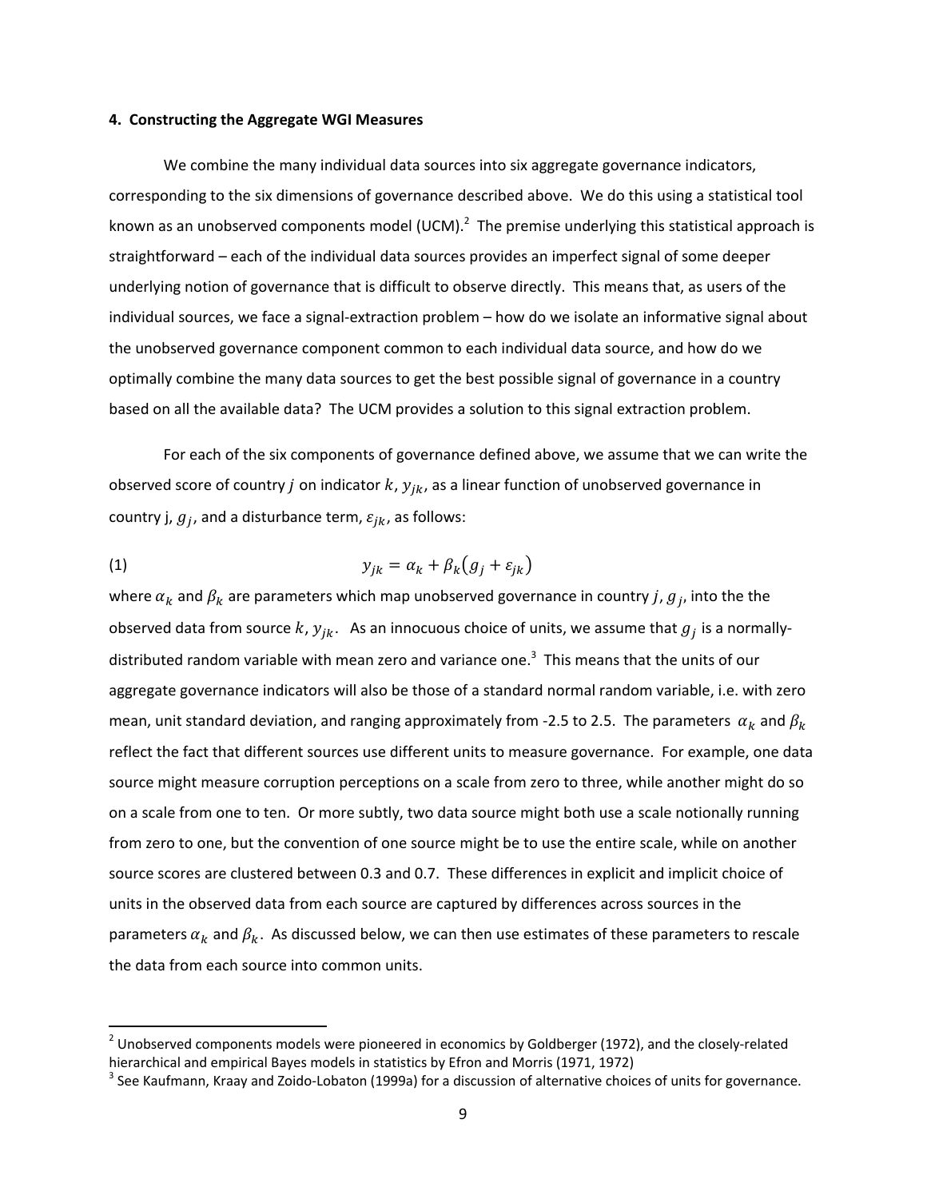#### 4. Constructing the Aggregate WGI Measures

We combine the many individual data sources into six aggregate governance indicators, corresponding to the six dimensions of governance described above. We do this using a statistical tool known as an unobserved components model (UCM).[2] The premise underlying this statistical approach is straightforward – each of the individual data sources provides an imperfect signal of some deeper underlying notion of governance that is difficult to observe directly. This means that, as users of the individual sources, we face a signal-extraction problem – how do we isolate an informative signal about the unobserved governance component common to each individual data source, and how do we optimally combine the many data sources to get the best possible signal of governance in a country based on all the available data? The UCM provides a solution to this signal extraction problem.

For each of the six components of governance defined above, we assume that we can write the observed score of country $j$ on indicator $k$, $y_{jk}$, as a linear function of unobserved governance in country j, $g_j$, and a disturbance term, $\varepsilon_{jk}$, as follows:

$$y_{jk} = \alpha_k + \beta_k(g_j + \varepsilon_{jk}) \quad (1)$$

where $\alpha_k$ and $\beta_k$ are parameters which map unobserved governance in country $j$, $g_j$, into the the observed data from source $k$, $y_{jk}$. As an innocuous choice of units, we assume that $g_j$ is a normally-distributed random variable with mean zero and variance one.[3] This means that the units of our aggregate governance indicators will also be those of a standard normal random variable, i.e. with zero mean, unit standard deviation, and ranging approximately from -2.5 to 2.5. The parameters $\alpha_k$ and $\beta_k$ reflect the fact that different sources use different units to measure governance. For example, one data source might measure corruption perceptions on a scale from zero to three, while another might do so on a scale from one to ten. Or more subtly, two data source might both use a scale notionally running from zero to one, but the convention of one source might be to use the entire scale, while on another source scores are clustered between 0.3 and 0.7. These differences in explicit and implicit choice of units in the observed data from each source are captured by differences across sources in the parameters $\alpha_k$ and $\beta_k$. As discussed below, we can then use estimates of these parameters to rescale the data from each source into common units.

---

[2] Unobserved components models were pioneered in economics by Goldberger (1972), and the closely-related hierarchical and empirical Bayes models in statistics by Efron and Morris (1971, 1972)

[3] See Kaufmann, Kraay and Zoido-Lobaton (1999a) for a discussion of alternative choices of units for governance.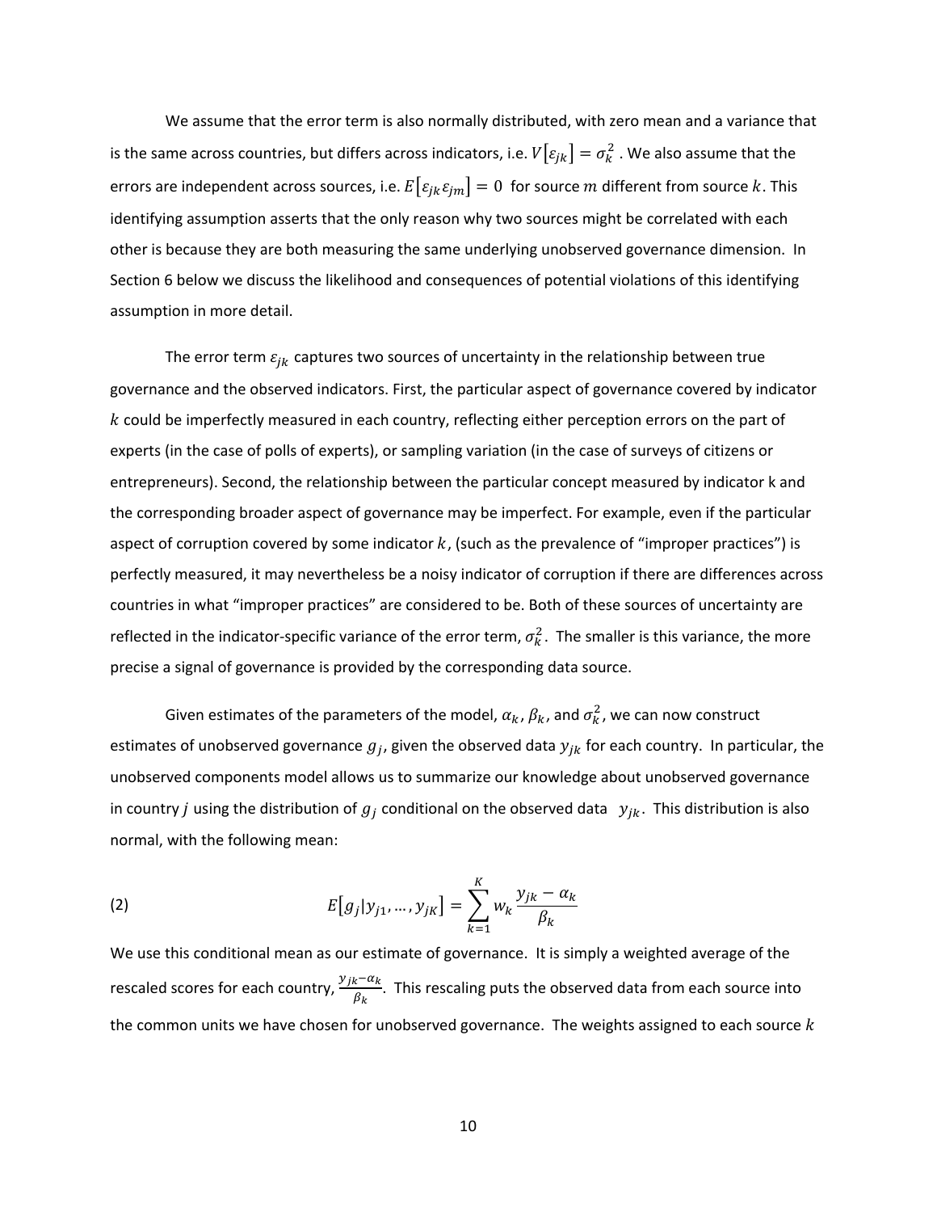We assume that the error term is also normally distributed, with zero mean and a variance that is the same across countries, but differs across indicators, i.e. $V[\varepsilon_{jk}] = \sigma_k^2$ . We also assume that the errors are independent across sources, i.e. $E[\varepsilon_{jk}\varepsilon_{jm}] = 0$ for source $m$ different from source $k$. This identifying assumption asserts that the only reason why two sources might be correlated with each other is because they are both measuring the same underlying unobserved governance dimension. In Section 6 below we discuss the likelihood and consequences of potential violations of this identifying assumption in more detail.

The error term $\varepsilon_{jk}$ captures two sources of uncertainty in the relationship between true governance and the observed indicators. First, the particular aspect of governance covered by indicator $k$ could be imperfectly measured in each country, reflecting either perception errors on the part of experts (in the case of polls of experts), or sampling variation (in the case of surveys of citizens or entrepreneurs). Second, the relationship between the particular concept measured by indicator k and the corresponding broader aspect of governance may be imperfect. For example, even if the particular aspect of corruption covered by some indicator $k$, (such as the prevalence of "improper practices") is perfectly measured, it may nevertheless be a noisy indicator of corruption if there are differences across countries in what "improper practices" are considered to be. Both of these sources of uncertainty are reflected in the indicator-specific variance of the error term, $\sigma_k^2$. The smaller is this variance, the more precise a signal of governance is provided by the corresponding data source.

Given estimates of the parameters of the model, $\alpha_k$, $\beta_k$, and $\sigma_k^2$, we can now construct estimates of unobserved governance $g_j$, given the observed data $y_{jk}$ for each country. In particular, the unobserved components model allows us to summarize our knowledge about unobserved governance in country $j$ using the distribution of $g_j$ conditional on the observed data $y_{jk}$. This distribution is also normal, with the following mean:

$$E[g_j | y_{j1}, \ldots, y_{jK}] = \sum_{k=1}^{K} w_k \frac{y_{jk} - \alpha_k}{\beta_k} \tag{2}$$

We use this conditional mean as our estimate of governance. It is simply a weighted average of the rescaled scores for each country, $\frac{y_{jk}-\alpha_k}{\beta_k}$. This rescaling puts the observed data from each source into the common units we have chosen for unobserved governance. The weights assigned to each source $k$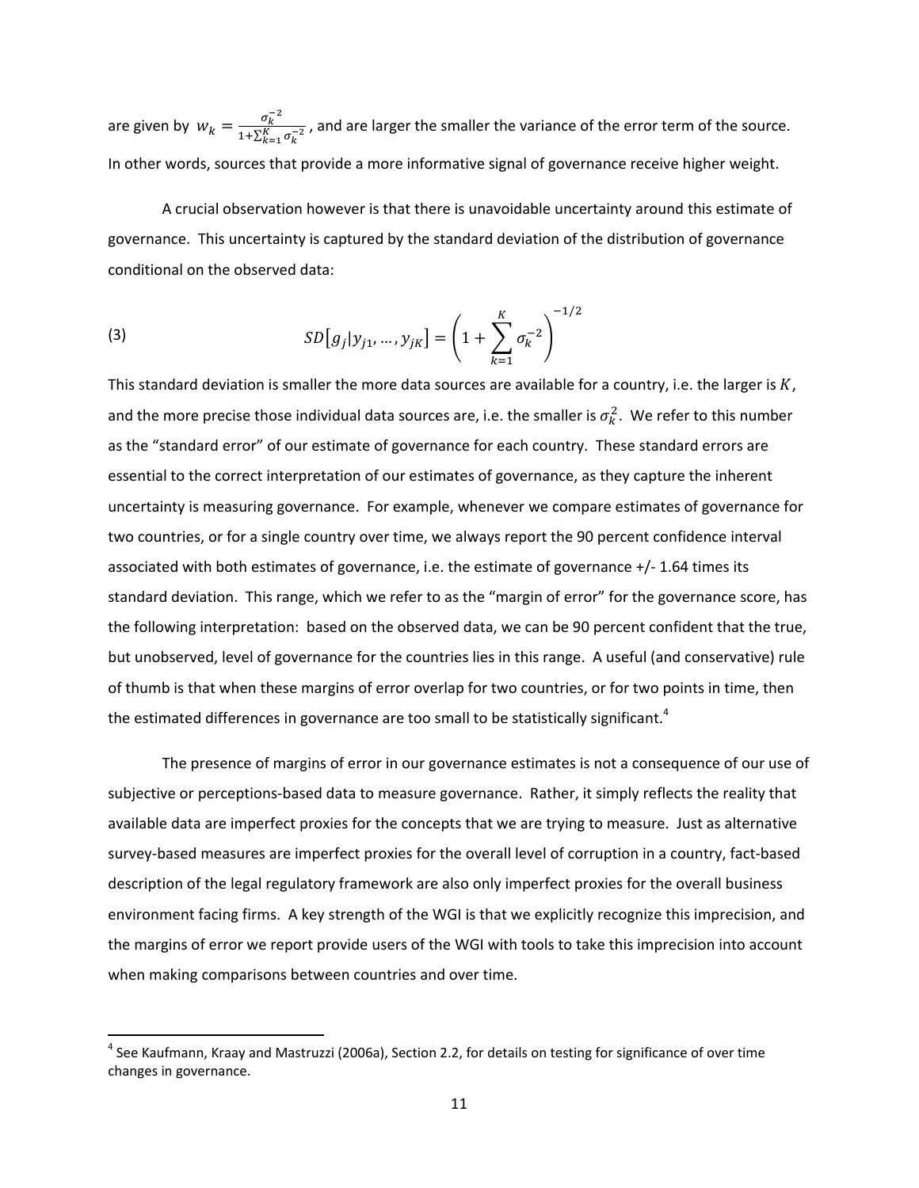are given by $w_k = \frac{\sigma_k^{-2}}{1+\sum_{k=1}^{K}\sigma_k^{-2}}$, and are larger the smaller the variance of the error term of the source. In other words, sources that provide a more informative signal of governance receive higher weight.

A crucial observation however is that there is unavoidable uncertainty around this estimate of governance. This uncertainty is captured by the standard deviation of the distribution of governance conditional on the observed data:

$$SD[g_j | y_{j1}, \dots, y_{jK}] = \left(1 + \sum_{k=1}^{K} \sigma_k^{-2}\right)^{-1/2} \tag{3}$$

This standard deviation is smaller the more data sources are available for a country, i.e. the larger is $K$, and the more precise those individual data sources are, i.e. the smaller is $\sigma_k^2$. We refer to this number as the "standard error" of our estimate of governance for each country. These standard errors are essential to the correct interpretation of our estimates of governance, as they capture the inherent uncertainty is measuring governance. For example, whenever we compare estimates of governance for two countries, or for a single country over time, we always report the 90 percent confidence interval associated with both estimates of governance, i.e. the estimate of governance +/- 1.64 times its standard deviation. This range, which we refer to as the "margin of error" for the governance score, has the following interpretation: based on the observed data, we can be 90 percent confident that the true, but unobserved, level of governance for the countries lies in this range. A useful (and conservative) rule of thumb is that when these margins of error overlap for two countries, or for two points in time, then the estimated differences in governance are too small to be statistically significant.[4]

The presence of margins of error in our governance estimates is not a consequence of our use of subjective or perceptions-based data to measure governance. Rather, it simply reflects the reality that available data are imperfect proxies for the concepts that we are trying to measure. Just as alternative survey-based measures are imperfect proxies for the overall level of corruption in a country, fact-based description of the legal regulatory framework are also only imperfect proxies for the overall business environment facing firms. A key strength of the WGI is that we explicitly recognize this imprecision, and the margins of error we report provide users of the WGI with tools to take this imprecision into account when making comparisons between countries and over time.

[4] See Kaufmann, Kraay and Mastruzzi (2006a), Section 2.2, for details on testing for significance of over time changes in governance.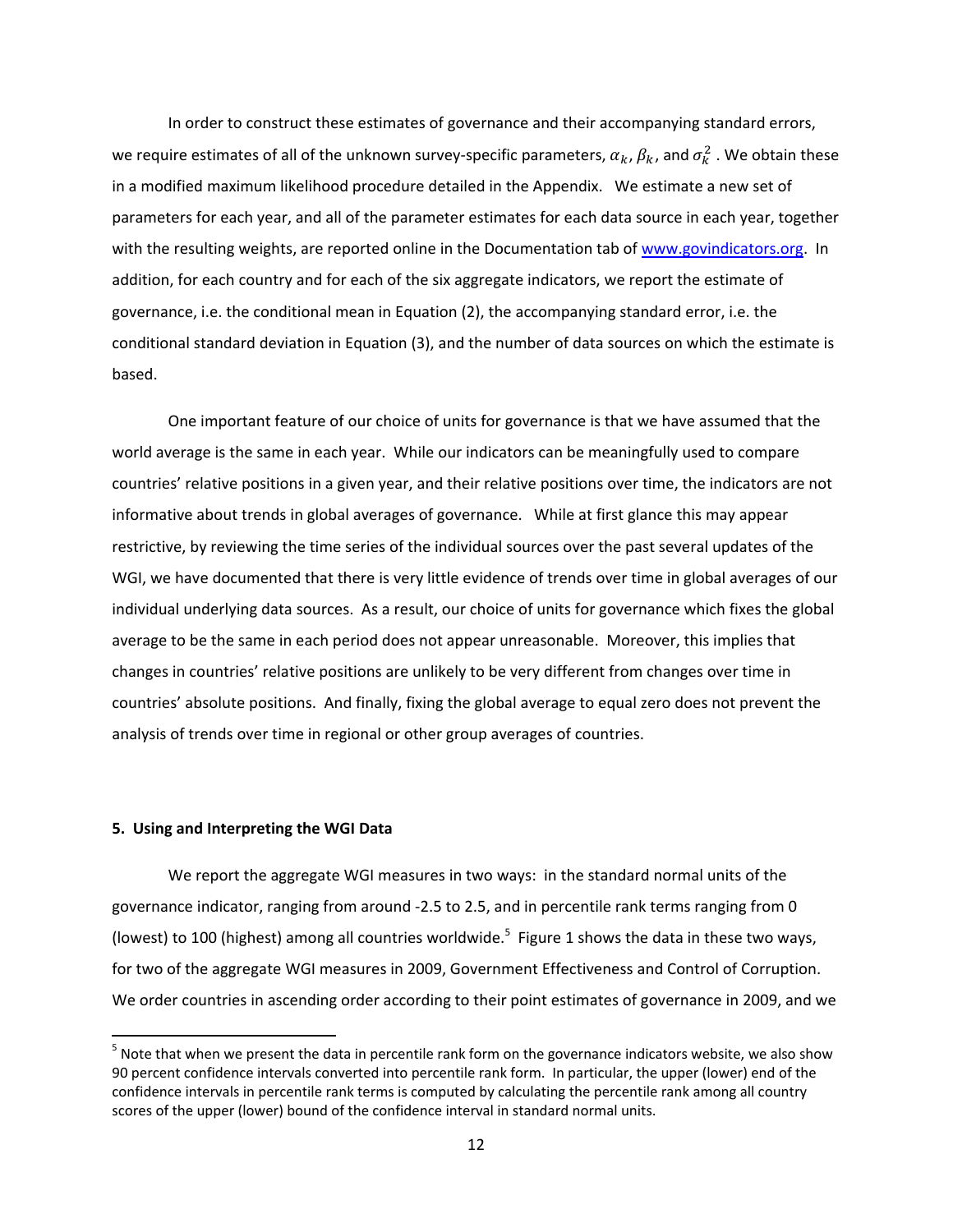In order to construct these estimates of governance and their accompanying standard errors, we require estimates of all of the unknown survey-specific parameters, $\alpha_k$, $\beta_k$, and $\sigma_k^2$ . We obtain these in a modified maximum likelihood procedure detailed in the Appendix. We estimate a new set of parameters for each year, and all of the parameter estimates for each data source in each year, together with the resulting weights, are reported online in the Documentation tab of www.govindicators.org. In addition, for each country and for each of the six aggregate indicators, we report the estimate of governance, i.e. the conditional mean in Equation (2), the accompanying standard error, i.e. the conditional standard deviation in Equation (3), and the number of data sources on which the estimate is based.

One important feature of our choice of units for governance is that we have assumed that the world average is the same in each year. While our indicators can be meaningfully used to compare countries' relative positions in a given year, and their relative positions over time, the indicators are not informative about trends in global averages of governance. While at first glance this may appear restrictive, by reviewing the time series of the individual sources over the past several updates of the WGI, we have documented that there is very little evidence of trends over time in global averages of our individual underlying data sources. As a result, our choice of units for governance which fixes the global average to be the same in each period does not appear unreasonable. Moreover, this implies that changes in countries' relative positions are unlikely to be very different from changes over time in countries' absolute positions. And finally, fixing the global average to equal zero does not prevent the analysis of trends over time in regional or other group averages of countries.

## 5. Using and Interpreting the WGI Data

We report the aggregate WGI measures in two ways: in the standard normal units of the governance indicator, ranging from around -2.5 to 2.5, and in percentile rank terms ranging from 0 (lowest) to 100 (highest) among all countries worldwide.[5] Figure 1 shows the data in these two ways, for two of the aggregate WGI measures in 2009, Government Effectiveness and Control of Corruption. We order countries in ascending order according to their point estimates of governance in 2009, and we

[5] Note that when we present the data in percentile rank form on the governance indicators website, we also show 90 percent confidence intervals converted into percentile rank form. In particular, the upper (lower) end of the confidence intervals in percentile rank terms is computed by calculating the percentile rank among all country scores of the upper (lower) bound of the confidence interval in standard normal units.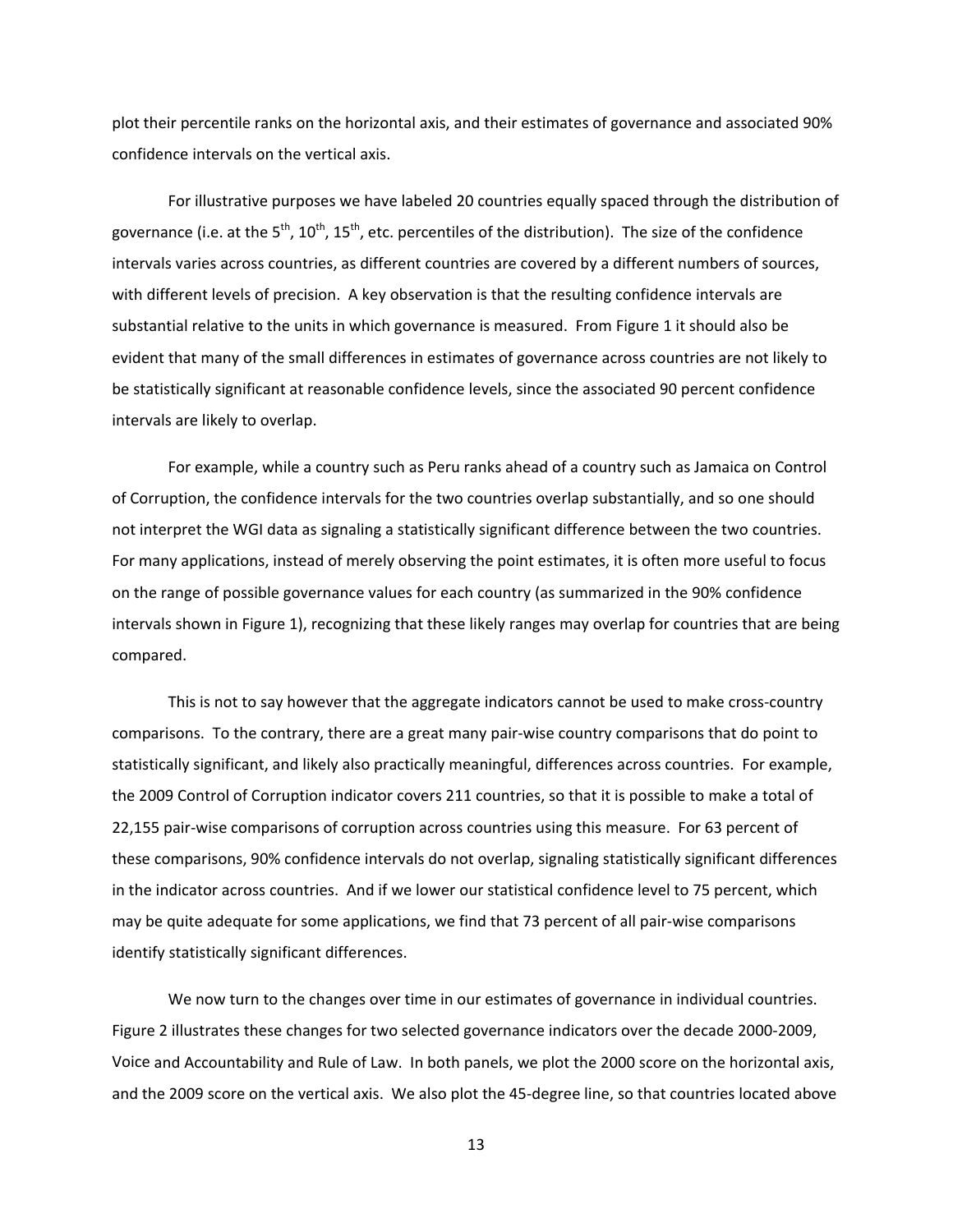plot their percentile ranks on the horizontal axis, and their estimates of governance and associated 90% confidence intervals on the vertical axis.

For illustrative purposes we have labeled 20 countries equally spaced through the distribution of governance (i.e. at the $5^{th}$, $10^{th}$, $15^{th}$, etc. percentiles of the distribution). The size of the confidence intervals varies across countries, as different countries are covered by a different numbers of sources, with different levels of precision. A key observation is that the resulting confidence intervals are substantial relative to the units in which governance is measured. From Figure 1 it should also be evident that many of the small differences in estimates of governance across countries are not likely to be statistically significant at reasonable confidence levels, since the associated 90 percent confidence intervals are likely to overlap.

For example, while a country such as Peru ranks ahead of a country such as Jamaica on Control of Corruption, the confidence intervals for the two countries overlap substantially, and so one should not interpret the WGI data as signaling a statistically significant difference between the two countries. For many applications, instead of merely observing the point estimates, it is often more useful to focus on the range of possible governance values for each country (as summarized in the 90% confidence intervals shown in Figure 1), recognizing that these likely ranges may overlap for countries that are being compared.

This is not to say however that the aggregate indicators cannot be used to make cross-country comparisons. To the contrary, there are a great many pair-wise country comparisons that do point to statistically significant, and likely also practically meaningful, differences across countries. For example, the 2009 Control of Corruption indicator covers 211 countries, so that it is possible to make a total of 22,155 pair-wise comparisons of corruption across countries using this measure. For 63 percent of these comparisons, 90% confidence intervals do not overlap, signaling statistically significant differences in the indicator across countries. And if we lower our statistical confidence level to 75 percent, which may be quite adequate for some applications, we find that 73 percent of all pair-wise comparisons identify statistically significant differences.

We now turn to the changes over time in our estimates of governance in individual countries. Figure 2 illustrates these changes for two selected governance indicators over the decade 2000-2009, Voice and Accountability and Rule of Law. In both panels, we plot the 2000 score on the horizontal axis, and the 2009 score on the vertical axis. We also plot the 45-degree line, so that countries located above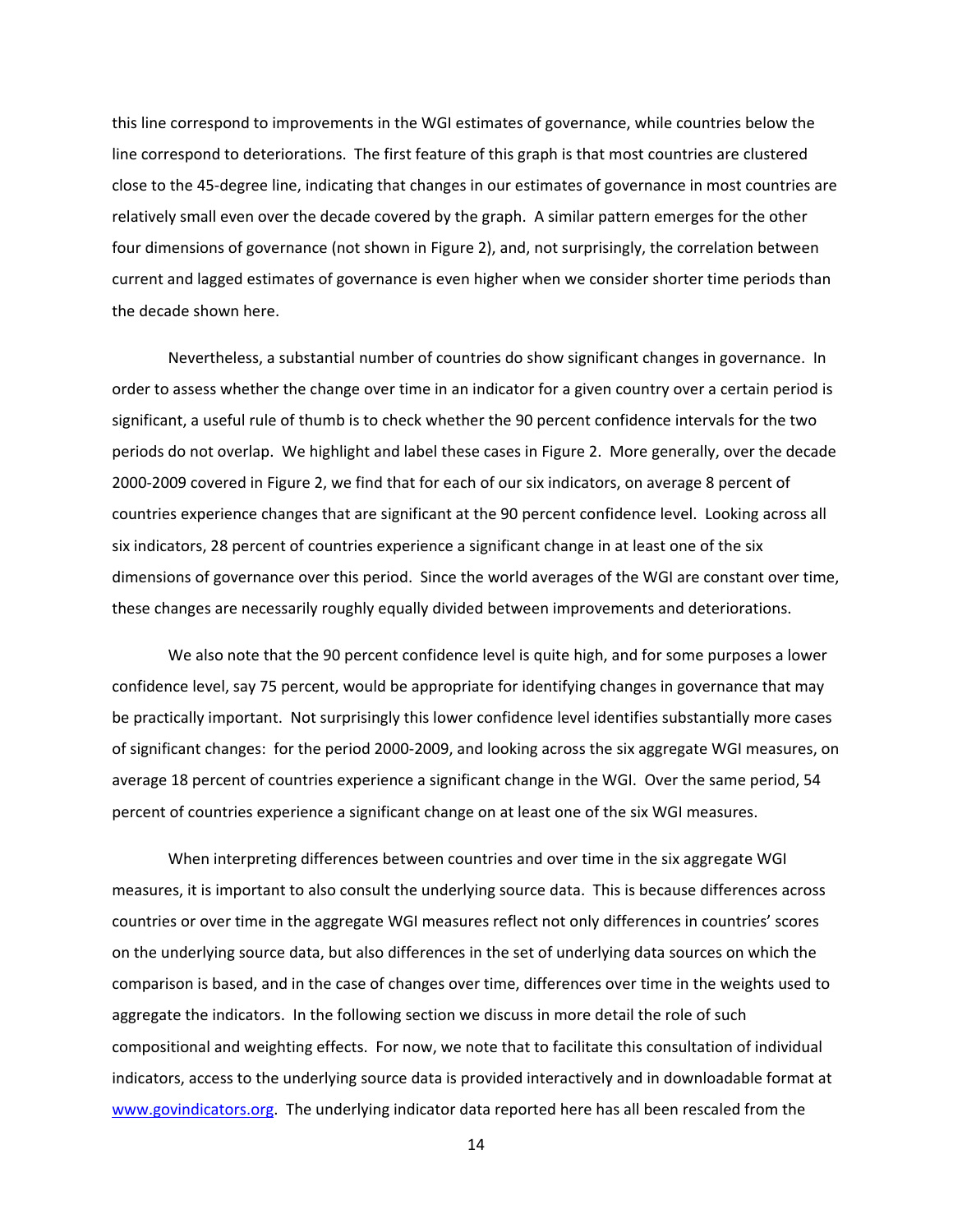this line correspond to improvements in the WGI estimates of governance, while countries below the line correspond to deteriorations. The first feature of this graph is that most countries are clustered close to the 45-degree line, indicating that changes in our estimates of governance in most countries are relatively small even over the decade covered by the graph. A similar pattern emerges for the other four dimensions of governance (not shown in Figure 2), and, not surprisingly, the correlation between current and lagged estimates of governance is even higher when we consider shorter time periods than the decade shown here.

Nevertheless, a substantial number of countries do show significant changes in governance. In order to assess whether the change over time in an indicator for a given country over a certain period is significant, a useful rule of thumb is to check whether the 90 percent confidence intervals for the two periods do not overlap. We highlight and label these cases in Figure 2. More generally, over the decade 2000-2009 covered in Figure 2, we find that for each of our six indicators, on average 8 percent of countries experience changes that are significant at the 90 percent confidence level. Looking across all six indicators, 28 percent of countries experience a significant change in at least one of the six dimensions of governance over this period. Since the world averages of the WGI are constant over time, these changes are necessarily roughly equally divided between improvements and deteriorations.

We also note that the 90 percent confidence level is quite high, and for some purposes a lower confidence level, say 75 percent, would be appropriate for identifying changes in governance that may be practically important. Not surprisingly this lower confidence level identifies substantially more cases of significant changes: for the period 2000-2009, and looking across the six aggregate WGI measures, on average 18 percent of countries experience a significant change in the WGI. Over the same period, 54 percent of countries experience a significant change on at least one of the six WGI measures.

When interpreting differences between countries and over time in the six aggregate WGI measures, it is important to also consult the underlying source data. This is because differences across countries or over time in the aggregate WGI measures reflect not only differences in countries' scores on the underlying source data, but also differences in the set of underlying data sources on which the comparison is based, and in the case of changes over time, differences over time in the weights used to aggregate the indicators. In the following section we discuss in more detail the role of such compositional and weighting effects. For now, we note that to facilitate this consultation of individual indicators, access to the underlying source data is provided interactively and in downloadable format at www.govindicators.org. The underlying indicator data reported here has all been rescaled from the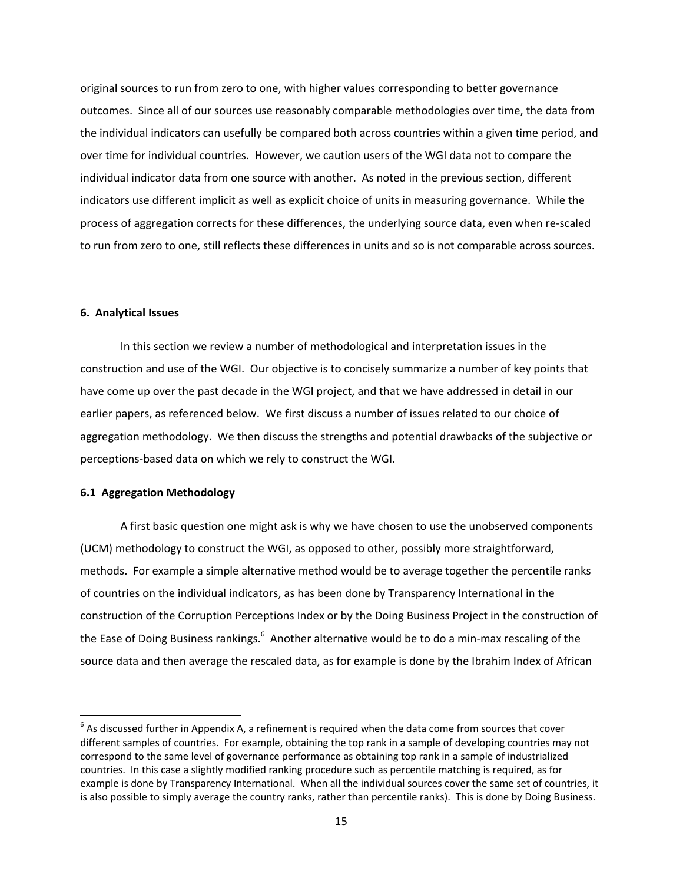original sources to run from zero to one, with higher values corresponding to better governance outcomes. Since all of our sources use reasonably comparable methodologies over time, the data from the individual indicators can usefully be compared both across countries within a given time period, and over time for individual countries. However, we caution users of the WGI data not to compare the individual indicator data from one source with another. As noted in the previous section, different indicators use different implicit as well as explicit choice of units in measuring governance. While the process of aggregation corrects for these differences, the underlying source data, even when re-scaled to run from zero to one, still reflects these differences in units and so is not comparable across sources.

## 6. Analytical Issues

In this section we review a number of methodological and interpretation issues in the construction and use of the WGI. Our objective is to concisely summarize a number of key points that have come up over the past decade in the WGI project, and that we have addressed in detail in our earlier papers, as referenced below. We first discuss a number of issues related to our choice of aggregation methodology. We then discuss the strengths and potential drawbacks of the subjective or perceptions-based data on which we rely to construct the WGI.

### 6.1 Aggregation Methodology

A first basic question one might ask is why we have chosen to use the unobserved components (UCM) methodology to construct the WGI, as opposed to other, possibly more straightforward, methods. For example a simple alternative method would be to average together the percentile ranks of countries on the individual indicators, as has been done by Transparency International in the construction of the Corruption Perceptions Index or by the Doing Business Project in the construction of the Ease of Doing Business rankings.[6] Another alternative would be to do a min-max rescaling of the source data and then average the rescaled data, as for example is done by the Ibrahim Index of African

---

[6] As discussed further in Appendix A, a refinement is required when the data come from sources that cover different samples of countries. For example, obtaining the top rank in a sample of developing countries may not correspond to the same level of governance performance as obtaining top rank in a sample of industrialized countries. In this case a slightly modified ranking procedure such as percentile matching is required, as for example is done by Transparency International. When all the individual sources cover the same set of countries, it is also possible to simply average the country ranks, rather than percentile ranks). This is done by Doing Business.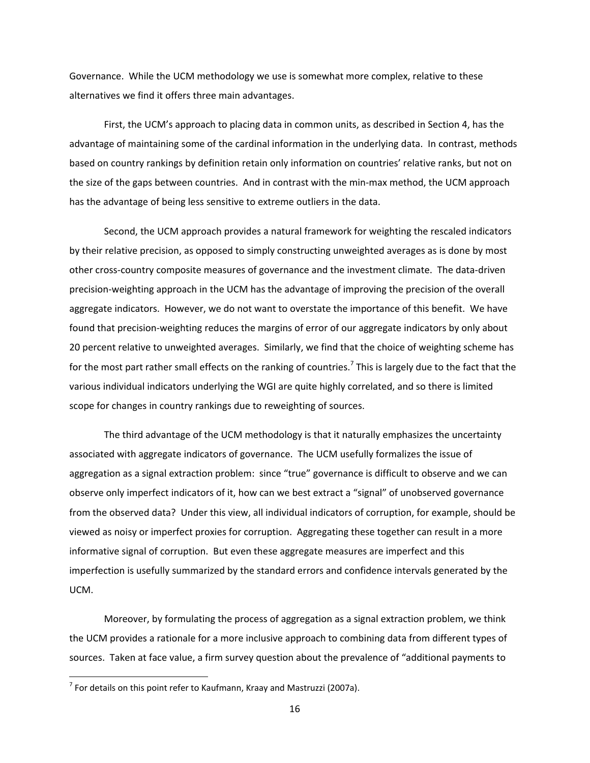Governance. While the UCM methodology we use is somewhat more complex, relative to these alternatives we find it offers three main advantages.

First, the UCM's approach to placing data in common units, as described in Section 4, has the advantage of maintaining some of the cardinal information in the underlying data. In contrast, methods based on country rankings by definition retain only information on countries' relative ranks, but not on the size of the gaps between countries. And in contrast with the min-max method, the UCM approach has the advantage of being less sensitive to extreme outliers in the data.

Second, the UCM approach provides a natural framework for weighting the rescaled indicators by their relative precision, as opposed to simply constructing unweighted averages as is done by most other cross-country composite measures of governance and the investment climate. The data-driven precision-weighting approach in the UCM has the advantage of improving the precision of the overall aggregate indicators. However, we do not want to overstate the importance of this benefit. We have found that precision-weighting reduces the margins of error of our aggregate indicators by only about 20 percent relative to unweighted averages. Similarly, we find that the choice of weighting scheme has for the most part rather small effects on the ranking of countries.[7] This is largely due to the fact that the various individual indicators underlying the WGI are quite highly correlated, and so there is limited scope for changes in country rankings due to reweighting of sources.

The third advantage of the UCM methodology is that it naturally emphasizes the uncertainty associated with aggregate indicators of governance. The UCM usefully formalizes the issue of aggregation as a signal extraction problem: since "true" governance is difficult to observe and we can observe only imperfect indicators of it, how can we best extract a "signal" of unobserved governance from the observed data? Under this view, all individual indicators of corruption, for example, should be viewed as noisy or imperfect proxies for corruption. Aggregating these together can result in a more informative signal of corruption. But even these aggregate measures are imperfect and this imperfection is usefully summarized by the standard errors and confidence intervals generated by the UCM.

Moreover, by formulating the process of aggregation as a signal extraction problem, we think the UCM provides a rationale for a more inclusive approach to combining data from different types of sources. Taken at face value, a firm survey question about the prevalence of "additional payments to

[7] For details on this point refer to Kaufmann, Kraay and Mastruzzi (2007a).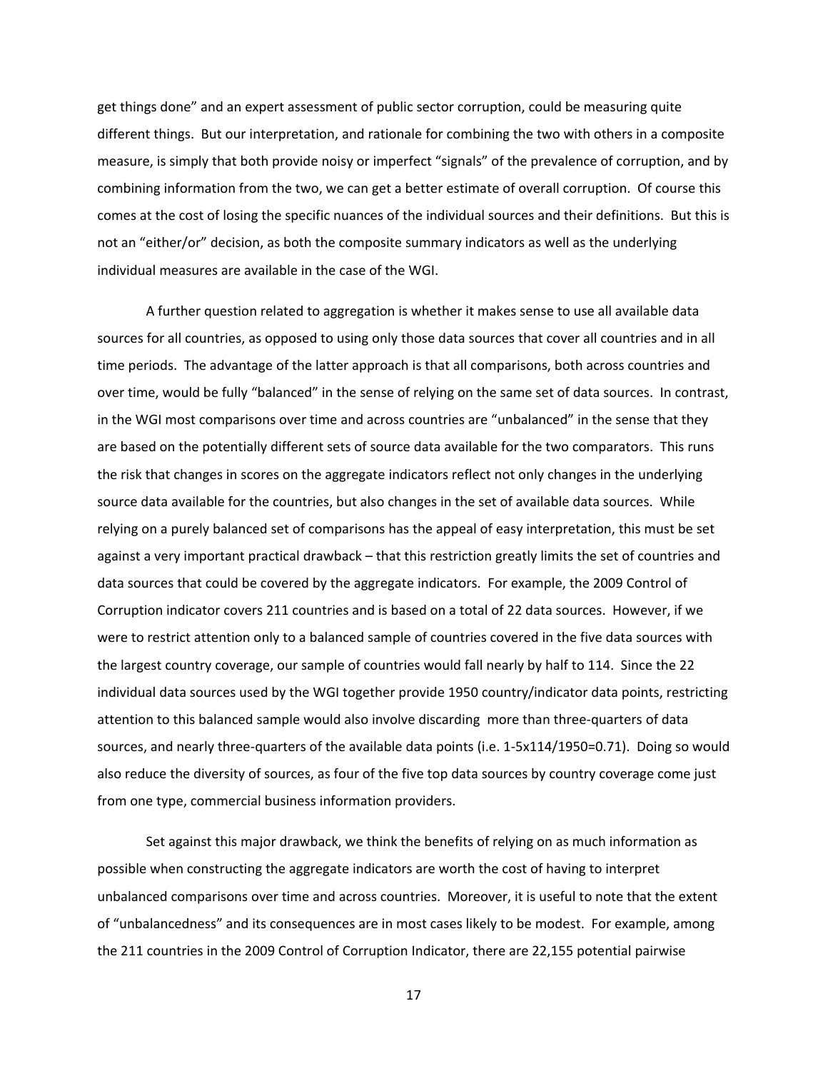get things done" and an expert assessment of public sector corruption, could be measuring quite different things. But our interpretation, and rationale for combining the two with others in a composite measure, is simply that both provide noisy or imperfect "signals" of the prevalence of corruption, and by combining information from the two, we can get a better estimate of overall corruption. Of course this comes at the cost of losing the specific nuances of the individual sources and their definitions. But this is not an "either/or" decision, as both the composite summary indicators as well as the underlying individual measures are available in the case of the WGI.

A further question related to aggregation is whether it makes sense to use all available data sources for all countries, as opposed to using only those data sources that cover all countries and in all time periods. The advantage of the latter approach is that all comparisons, both across countries and over time, would be fully "balanced" in the sense of relying on the same set of data sources. In contrast, in the WGI most comparisons over time and across countries are "unbalanced" in the sense that they are based on the potentially different sets of source data available for the two comparators. This runs the risk that changes in scores on the aggregate indicators reflect not only changes in the underlying source data available for the countries, but also changes in the set of available data sources. While relying on a purely balanced set of comparisons has the appeal of easy interpretation, this must be set against a very important practical drawback – that this restriction greatly limits the set of countries and data sources that could be covered by the aggregate indicators. For example, the 2009 Control of Corruption indicator covers 211 countries and is based on a total of 22 data sources. However, if we were to restrict attention only to a balanced sample of countries covered in the five data sources with the largest country coverage, our sample of countries would fall nearly by half to 114. Since the 22 individual data sources used by the WGI together provide 1950 country/indicator data points, restricting attention to this balanced sample would also involve discarding more than three-quarters of data sources, and nearly three-quarters of the available data points (i.e. 1-5x114/1950=0.71). Doing so would also reduce the diversity of sources, as four of the five top data sources by country coverage come just from one type, commercial business information providers.

Set against this major drawback, we think the benefits of relying on as much information as possible when constructing the aggregate indicators are worth the cost of having to interpret unbalanced comparisons over time and across countries. Moreover, it is useful to note that the extent of "unbalancedness" and its consequences are in most cases likely to be modest. For example, among the 211 countries in the 2009 Control of Corruption Indicator, there are 22,155 potential pairwise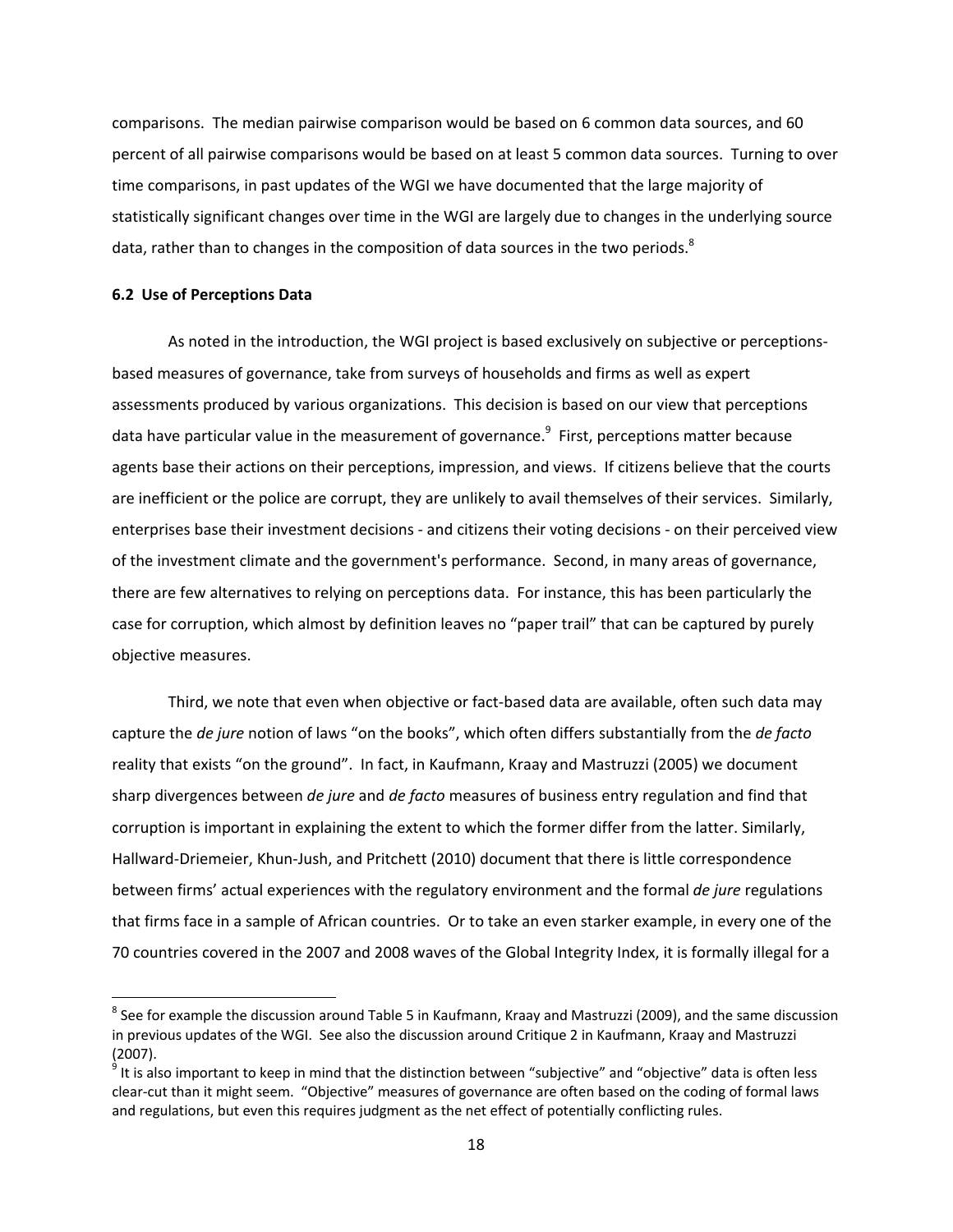comparisons. The median pairwise comparison would be based on 6 common data sources, and 60 percent of all pairwise comparisons would be based on at least 5 common data sources. Turning to over time comparisons, in past updates of the WGI we have documented that the large majority of statistically significant changes over time in the WGI are largely due to changes in the underlying source data, rather than to changes in the composition of data sources in the two periods.[8]

### 6.2 Use of Perceptions Data

As noted in the introduction, the WGI project is based exclusively on subjective or perceptions-based measures of governance, take from surveys of households and firms as well as expert assessments produced by various organizations. This decision is based on our view that perceptions data have particular value in the measurement of governance.[9] First, perceptions matter because agents base their actions on their perceptions, impression, and views. If citizens believe that the courts are inefficient or the police are corrupt, they are unlikely to avail themselves of their services. Similarly, enterprises base their investment decisions - and citizens their voting decisions - on their perceived view of the investment climate and the government's performance. Second, in many areas of governance, there are few alternatives to relying on perceptions data. For instance, this has been particularly the case for corruption, which almost by definition leaves no "paper trail" that can be captured by purely objective measures.

Third, we note that even when objective or fact-based data are available, often such data may capture the *de jure* notion of laws "on the books", which often differs substantially from the *de facto* reality that exists "on the ground". In fact, in Kaufmann, Kraay and Mastruzzi (2005) we document sharp divergences between *de jure* and *de facto* measures of business entry regulation and find that corruption is important in explaining the extent to which the former differ from the latter. Similarly, Hallward-Driemeier, Khun-Jush, and Pritchett (2010) document that there is little correspondence between firms' actual experiences with the regulatory environment and the formal *de jure* regulations that firms face in a sample of African countries. Or to take an even starker example, in every one of the 70 countries covered in the 2007 and 2008 waves of the Global Integrity Index, it is formally illegal for a

---

[8] See for example the discussion around Table 5 in Kaufmann, Kraay and Mastruzzi (2009), and the same discussion in previous updates of the WGI. See also the discussion around Critique 2 in Kaufmann, Kraay and Mastruzzi (2007).

[9] It is also important to keep in mind that the distinction between "subjective" and "objective" data is often less clear-cut than it might seem. "Objective" measures of governance are often based on the coding of formal laws and regulations, but even this requires judgment as the net effect of potentially conflicting rules.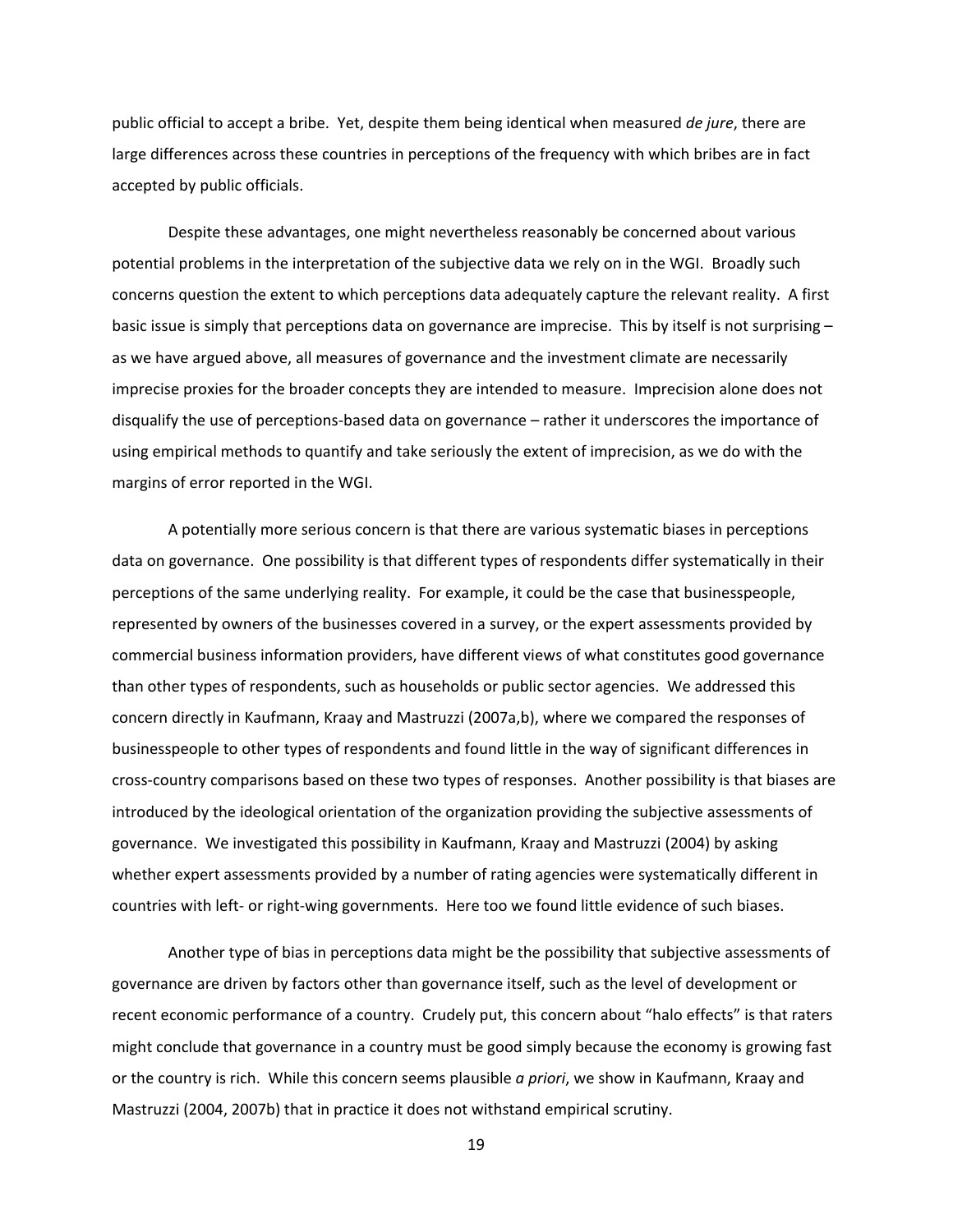public official to accept a bribe. Yet, despite them being identical when measured *de jure*, there are large differences across these countries in perceptions of the frequency with which bribes are in fact accepted by public officials.

Despite these advantages, one might nevertheless reasonably be concerned about various potential problems in the interpretation of the subjective data we rely on in the WGI. Broadly such concerns question the extent to which perceptions data adequately capture the relevant reality. A first basic issue is simply that perceptions data on governance are imprecise. This by itself is not surprising – as we have argued above, all measures of governance and the investment climate are necessarily imprecise proxies for the broader concepts they are intended to measure. Imprecision alone does not disqualify the use of perceptions-based data on governance – rather it underscores the importance of using empirical methods to quantify and take seriously the extent of imprecision, as we do with the margins of error reported in the WGI.

A potentially more serious concern is that there are various systematic biases in perceptions data on governance. One possibility is that different types of respondents differ systematically in their perceptions of the same underlying reality. For example, it could be the case that businesspeople, represented by owners of the businesses covered in a survey, or the expert assessments provided by commercial business information providers, have different views of what constitutes good governance than other types of respondents, such as households or public sector agencies. We addressed this concern directly in Kaufmann, Kraay and Mastruzzi (2007a,b), where we compared the responses of businesspeople to other types of respondents and found little in the way of significant differences in cross-country comparisons based on these two types of responses. Another possibility is that biases are introduced by the ideological orientation of the organization providing the subjective assessments of governance. We investigated this possibility in Kaufmann, Kraay and Mastruzzi (2004) by asking whether expert assessments provided by a number of rating agencies were systematically different in countries with left- or right-wing governments. Here too we found little evidence of such biases.

Another type of bias in perceptions data might be the possibility that subjective assessments of governance are driven by factors other than governance itself, such as the level of development or recent economic performance of a country. Crudely put, this concern about "halo effects" is that raters might conclude that governance in a country must be good simply because the economy is growing fast or the country is rich. While this concern seems plausible *a priori*, we show in Kaufmann, Kraay and Mastruzzi (2004, 2007b) that in practice it does not withstand empirical scrutiny.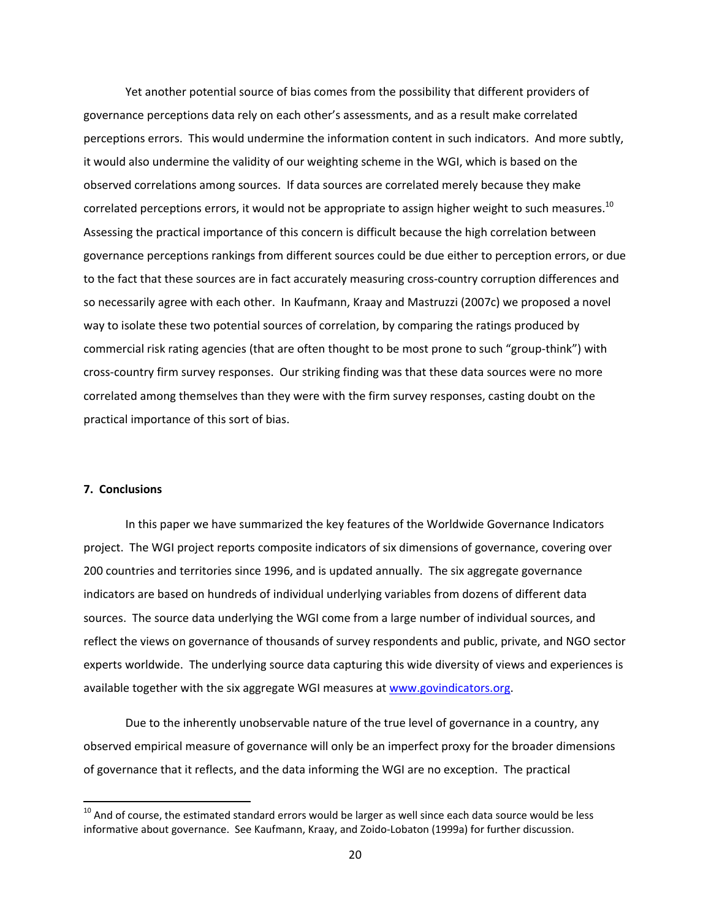Yet another potential source of bias comes from the possibility that different providers of governance perceptions data rely on each other's assessments, and as a result make correlated perceptions errors. This would undermine the information content in such indicators. And more subtly, it would also undermine the validity of our weighting scheme in the WGI, which is based on the observed correlations among sources. If data sources are correlated merely because they make correlated perceptions errors, it would not be appropriate to assign higher weight to such measures.[10] Assessing the practical importance of this concern is difficult because the high correlation between governance perceptions rankings from different sources could be due either to perception errors, or due to the fact that these sources are in fact accurately measuring cross-country corruption differences and so necessarily agree with each other. In Kaufmann, Kraay and Mastruzzi (2007c) we proposed a novel way to isolate these two potential sources of correlation, by comparing the ratings produced by commercial risk rating agencies (that are often thought to be most prone to such "group-think") with cross-country firm survey responses. Our striking finding was that these data sources were no more correlated among themselves than they were with the firm survey responses, casting doubt on the practical importance of this sort of bias.

## 7. Conclusions

In this paper we have summarized the key features of the Worldwide Governance Indicators project. The WGI project reports composite indicators of six dimensions of governance, covering over 200 countries and territories since 1996, and is updated annually. The six aggregate governance indicators are based on hundreds of individual underlying variables from dozens of different data sources. The source data underlying the WGI come from a large number of individual sources, and reflect the views on governance of thousands of survey respondents and public, private, and NGO sector experts worldwide. The underlying source data capturing this wide diversity of views and experiences is available together with the six aggregate WGI measures at [www.govindicators.org](www.govindicators.org).

Due to the inherently unobservable nature of the true level of governance in a country, any observed empirical measure of governance will only be an imperfect proxy for the broader dimensions of governance that it reflects, and the data informing the WGI are no exception. The practical

[10] And of course, the estimated standard errors would be larger as well since each data source would be less informative about governance. See Kaufmann, Kraay, and Zoido-Lobaton (1999a) for further discussion.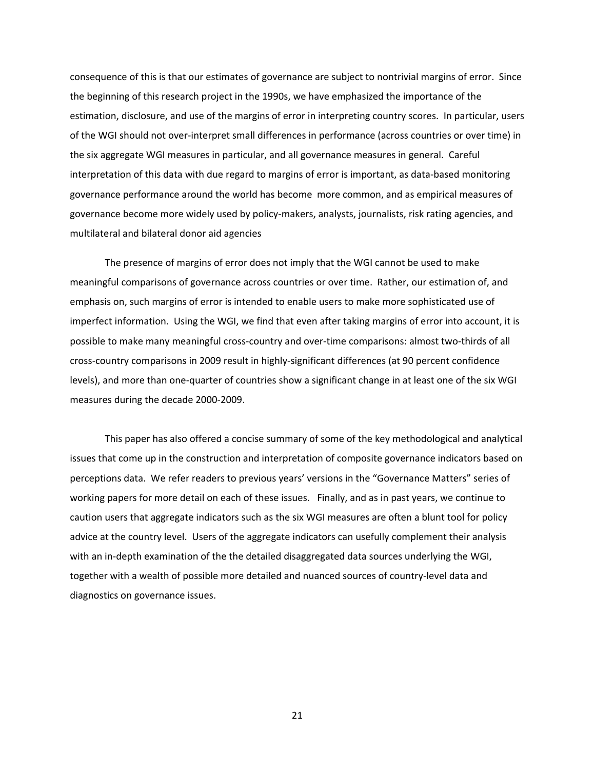consequence of this is that our estimates of governance are subject to nontrivial margins of error. Since the beginning of this research project in the 1990s, we have emphasized the importance of the estimation, disclosure, and use of the margins of error in interpreting country scores. In particular, users of the WGI should not over-interpret small differences in performance (across countries or over time) in the six aggregate WGI measures in particular, and all governance measures in general. Careful interpretation of this data with due regard to margins of error is important, as data-based monitoring governance performance around the world has become more common, and as empirical measures of governance become more widely used by policy-makers, analysts, journalists, risk rating agencies, and multilateral and bilateral donor aid agencies

The presence of margins of error does not imply that the WGI cannot be used to make meaningful comparisons of governance across countries or over time. Rather, our estimation of, and emphasis on, such margins of error is intended to enable users to make more sophisticated use of imperfect information. Using the WGI, we find that even after taking margins of error into account, it is possible to make many meaningful cross-country and over-time comparisons: almost two-thirds of all cross-country comparisons in 2009 result in highly-significant differences (at 90 percent confidence levels), and more than one-quarter of countries show a significant change in at least one of the six WGI measures during the decade 2000-2009.

This paper has also offered a concise summary of some of the key methodological and analytical issues that come up in the construction and interpretation of composite governance indicators based on perceptions data. We refer readers to previous years' versions in the "Governance Matters" series of working papers for more detail on each of these issues. Finally, and as in past years, we continue to caution users that aggregate indicators such as the six WGI measures are often a blunt tool for policy advice at the country level. Users of the aggregate indicators can usefully complement their analysis with an in-depth examination of the the detailed disaggregated data sources underlying the WGI, together with a wealth of possible more detailed and nuanced sources of country-level data and diagnostics on governance issues.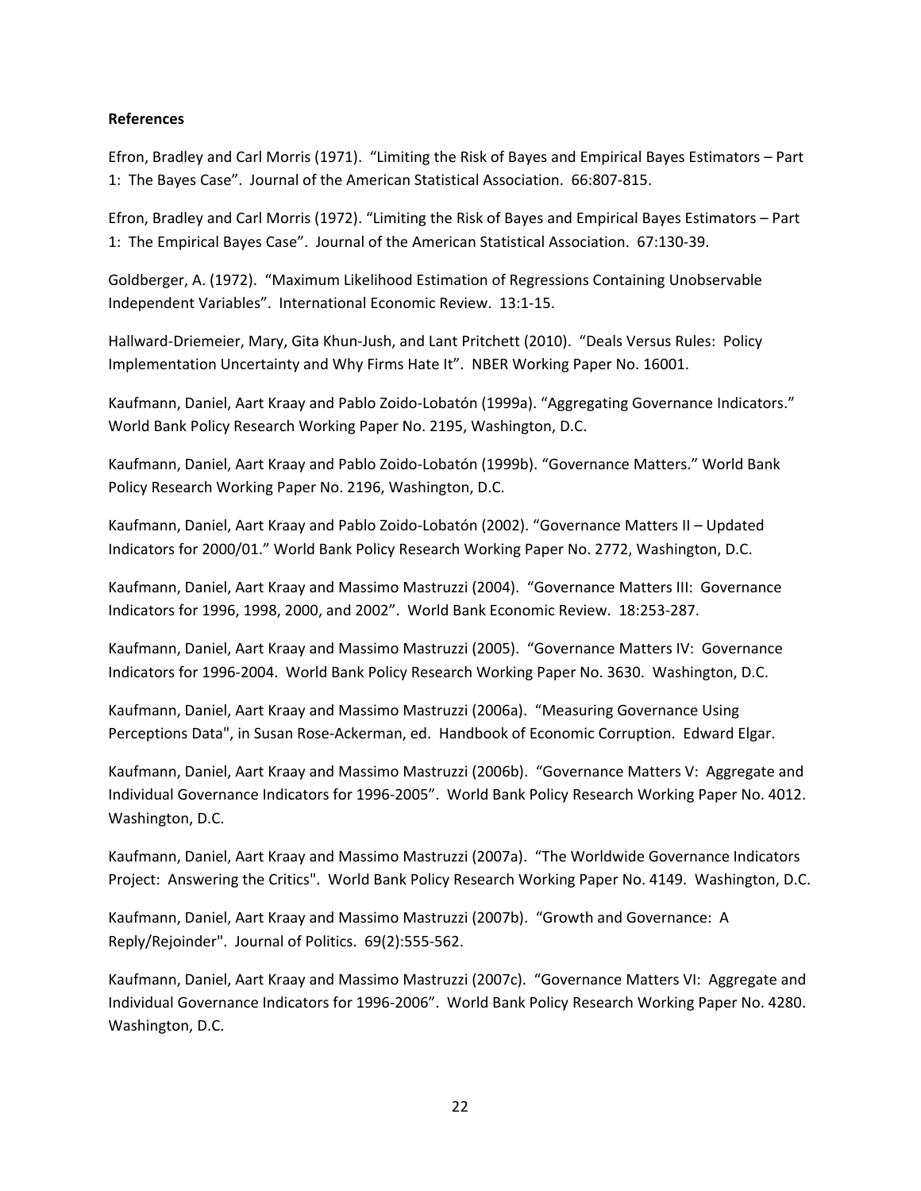**References**

Efron, Bradley and Carl Morris (1971). "Limiting the Risk of Bayes and Empirical Bayes Estimators – Part 1: The Bayes Case". Journal of the American Statistical Association. 66:807-815.

Efron, Bradley and Carl Morris (1972). "Limiting the Risk of Bayes and Empirical Bayes Estimators – Part 1: The Empirical Bayes Case". Journal of the American Statistical Association. 67:130-39.

Goldberger, A. (1972). "Maximum Likelihood Estimation of Regressions Containing Unobservable Independent Variables". International Economic Review. 13:1-15.

Hallward-Driemeier, Mary, Gita Khun-Jush, and Lant Pritchett (2010). "Deals Versus Rules: Policy Implementation Uncertainty and Why Firms Hate It". NBER Working Paper No. 16001.

Kaufmann, Daniel, Aart Kraay and Pablo Zoido-Lobatón (1999a). "Aggregating Governance Indicators." World Bank Policy Research Working Paper No. 2195, Washington, D.C.

Kaufmann, Daniel, Aart Kraay and Pablo Zoido-Lobatón (1999b). "Governance Matters." World Bank Policy Research Working Paper No. 2196, Washington, D.C.

Kaufmann, Daniel, Aart Kraay and Pablo Zoido-Lobatón (2002). "Governance Matters II – Updated Indicators for 2000/01." World Bank Policy Research Working Paper No. 2772, Washington, D.C.

Kaufmann, Daniel, Aart Kraay and Massimo Mastruzzi (2004). "Governance Matters III: Governance Indicators for 1996, 1998, 2000, and 2002". World Bank Economic Review. 18:253-287.

Kaufmann, Daniel, Aart Kraay and Massimo Mastruzzi (2005). "Governance Matters IV: Governance Indicators for 1996-2004. World Bank Policy Research Working Paper No. 3630. Washington, D.C.

Kaufmann, Daniel, Aart Kraay and Massimo Mastruzzi (2006a). "Measuring Governance Using Perceptions Data", in Susan Rose-Ackerman, ed. Handbook of Economic Corruption. Edward Elgar.

Kaufmann, Daniel, Aart Kraay and Massimo Mastruzzi (2006b). "Governance Matters V: Aggregate and Individual Governance Indicators for 1996-2005". World Bank Policy Research Working Paper No. 4012. Washington, D.C.

Kaufmann, Daniel, Aart Kraay and Massimo Mastruzzi (2007a). "The Worldwide Governance Indicators Project: Answering the Critics". World Bank Policy Research Working Paper No. 4149. Washington, D.C.

Kaufmann, Daniel, Aart Kraay and Massimo Mastruzzi (2007b). "Growth and Governance: A Reply/Rejoinder". Journal of Politics. 69(2):555-562.

Kaufmann, Daniel, Aart Kraay and Massimo Mastruzzi (2007c). "Governance Matters VI: Aggregate and Individual Governance Indicators for 1996-2006". World Bank Policy Research Working Paper No. 4280. Washington, D.C.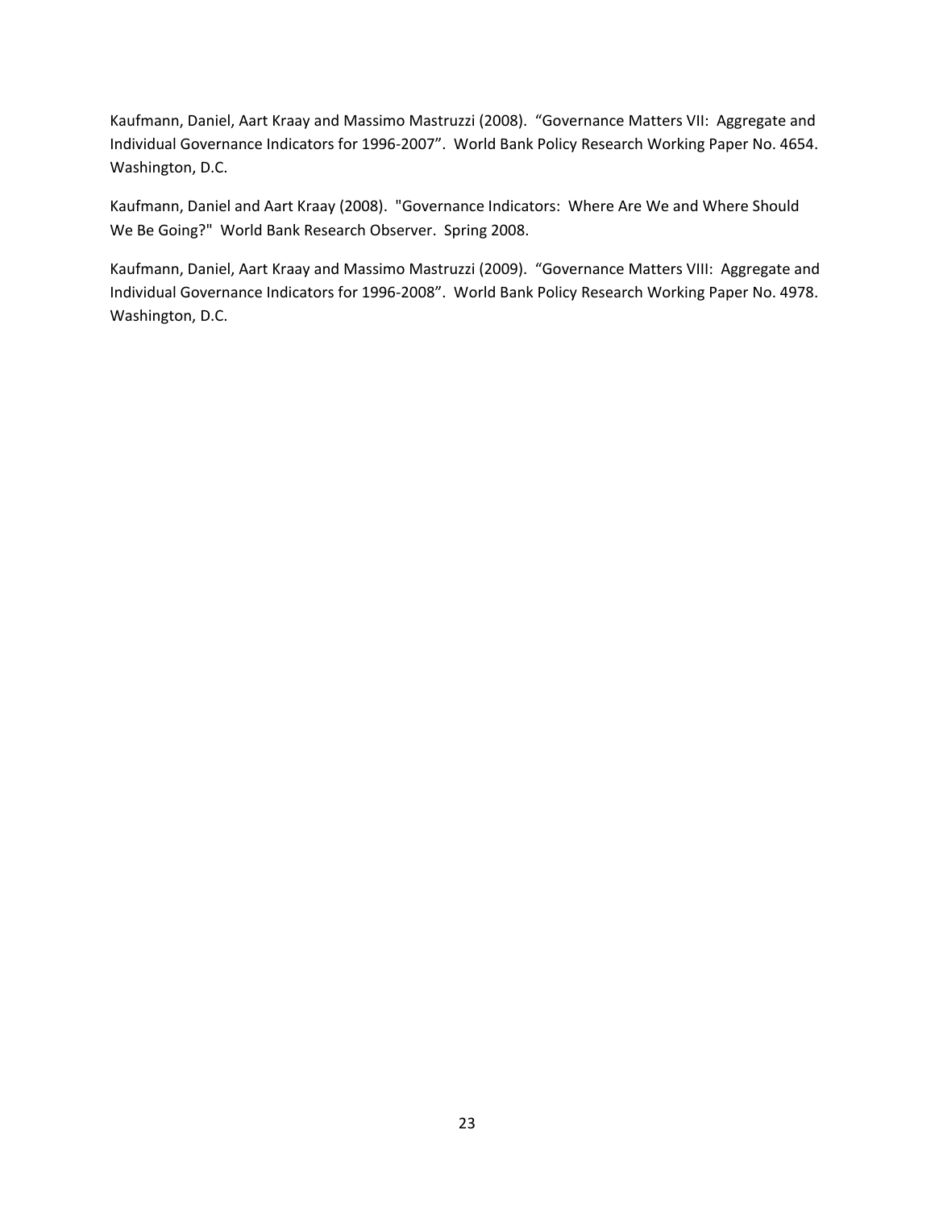Kaufmann, Daniel, Aart Kraay and Massimo Mastruzzi (2008). "Governance Matters VII: Aggregate and Individual Governance Indicators for 1996-2007". World Bank Policy Research Working Paper No. 4654. Washington, D.C.

Kaufmann, Daniel and Aart Kraay (2008). "Governance Indicators: Where Are We and Where Should We Be Going?" World Bank Research Observer. Spring 2008.

Kaufmann, Daniel, Aart Kraay and Massimo Mastruzzi (2009). "Governance Matters VIII: Aggregate and Individual Governance Indicators for 1996-2008". World Bank Policy Research Working Paper No. 4978. Washington, D.C.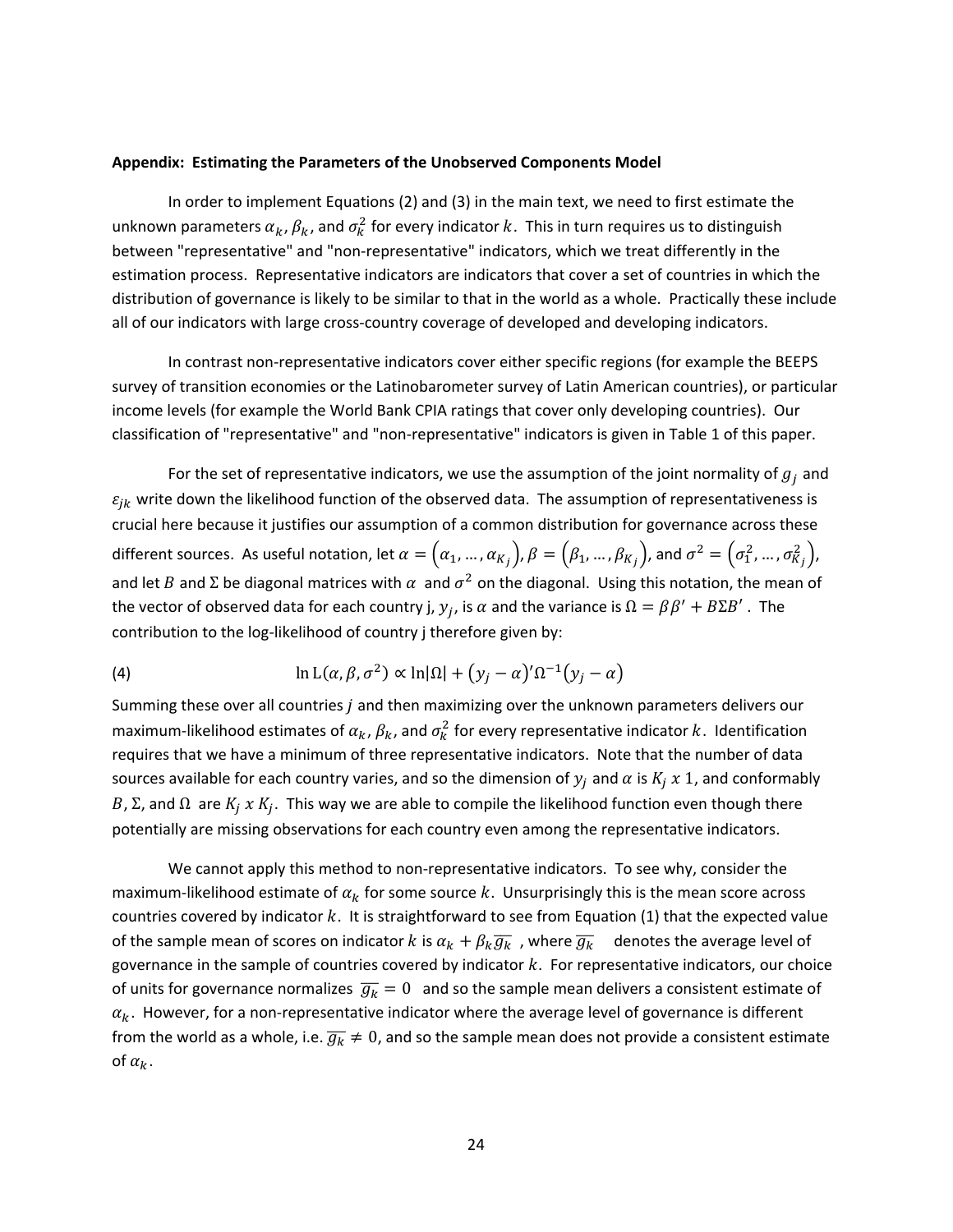**Appendix: Estimating the Parameters of the Unobserved Components Model**

In order to implement Equations (2) and (3) in the main text, we need to first estimate the unknown parameters $\alpha_k$, $\beta_k$, and $\sigma_k^2$ for every indicator $k$. This in turn requires us to distinguish between "representative" and "non-representative" indicators, which we treat differently in the estimation process. Representative indicators are indicators that cover a set of countries in which the distribution of governance is likely to be similar to that in the world as a whole. Practically these include all of our indicators with large cross-country coverage of developed and developing indicators.

In contrast non-representative indicators cover either specific regions (for example the BEEPS survey of transition economies or the Latinobarometer survey of Latin American countries), or particular income levels (for example the World Bank CPIA ratings that cover only developing countries). Our classification of "representative" and "non-representative" indicators is given in Table 1 of this paper.

For the set of representative indicators, we use the assumption of the joint normality of $g_j$ and $\varepsilon_{jk}$ write down the likelihood function of the observed data. The assumption of representativeness is crucial here because it justifies our assumption of a common distribution for governance across these different sources. As useful notation, let $\alpha = \left(\alpha_1, \dots, \alpha_{K_j}\right)$, $\beta = \left(\beta_1, \dots, \beta_{K_j}\right)$, and $\sigma^2 = \left(\sigma_1^2, \dots, \sigma_{K_j}^2\right)$, and let $B$ and $\Sigma$ be diagonal matrices with $\alpha$ and $\sigma^2$ on the diagonal. Using this notation, the mean of the vector of observed data for each country j, $y_j$, is $\alpha$ and the variance is $\Omega = \beta\beta' + B\Sigma B'$. The contribution to the log-likelihood of country j therefore given by:

$$\text{(4)} \qquad \ln \mathrm{L}(\alpha, \beta, \sigma^2) \propto \ln|\Omega| + \left(y_j - \alpha\right)'\Omega^{-1}\left(y_j - \alpha\right)$$

Summing these over all countries $j$ and then maximizing over the unknown parameters delivers our maximum-likelihood estimates of $\alpha_k$, $\beta_k$, and $\sigma_k^2$ for every representative indicator $k$. Identification requires that we have a minimum of three representative indicators. Note that the number of data sources available for each country varies, and so the dimension of $y_j$ and $\alpha$ is $K_j \; x \; 1$, and conformably $B$, $\Sigma$, and $\Omega$ are $K_j \; x \; K_j$. This way we are able to compile the likelihood function even though there potentially are missing observations for each country even among the representative indicators.

We cannot apply this method to non-representative indicators. To see why, consider the maximum-likelihood estimate of $\alpha_k$ for some source $k$. Unsurprisingly this is the mean score across countries covered by indicator $k$. It is straightforward to see from Equation (1) that the expected value of the sample mean of scores on indicator $k$ is $\alpha_k + \beta_k \overline{g_k}$ , where $\overline{g_k}$ denotes the average level of governance in the sample of countries covered by indicator $k$. For representative indicators, our choice of units for governance normalizes $\overline{g_k} = 0$ and so the sample mean delivers a consistent estimate of $\alpha_k$. However, for a non-representative indicator where the average level of governance is different from the world as a whole, i.e. $\overline{g_k} \neq 0$, and so the sample mean does not provide a consistent estimate of $\alpha_k$.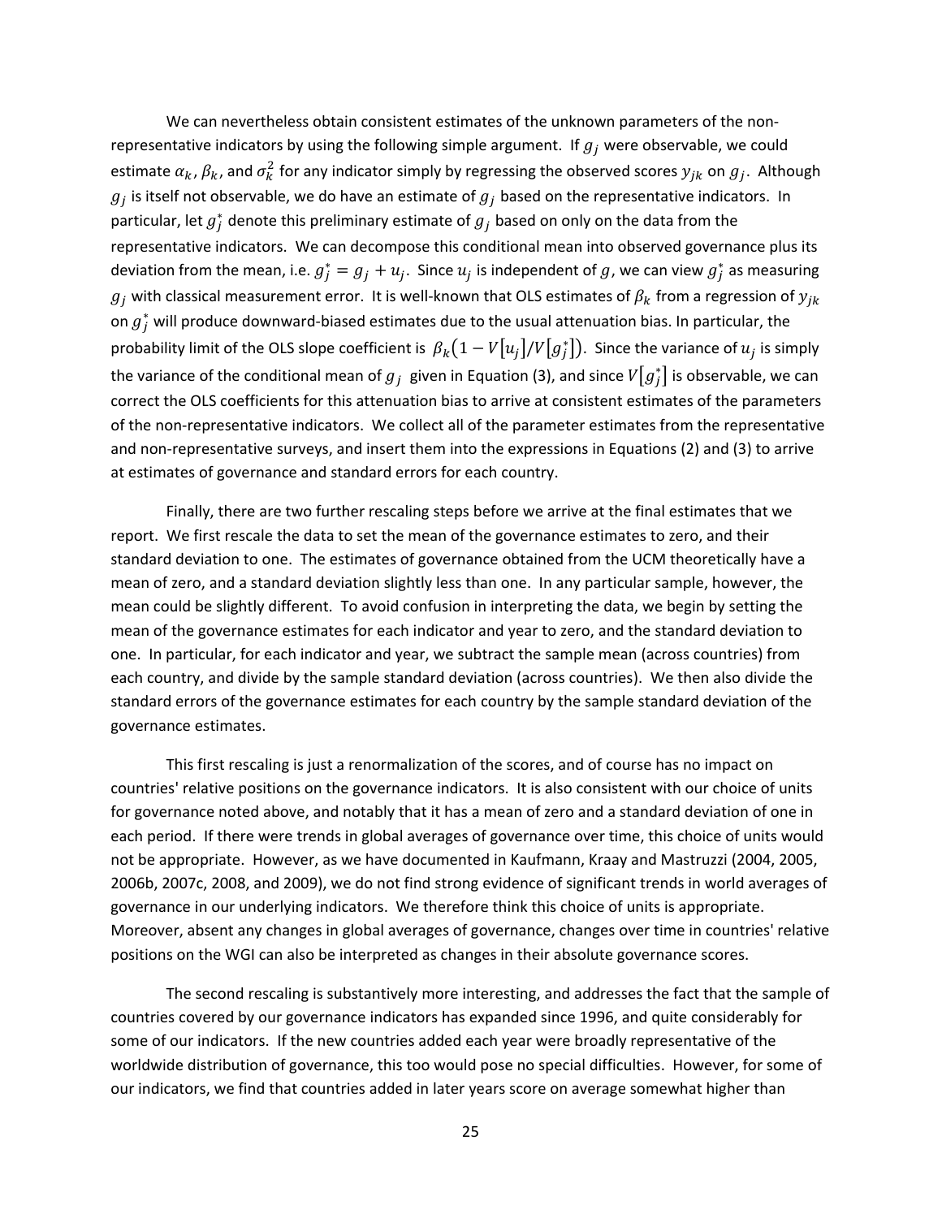We can nevertheless obtain consistent estimates of the unknown parameters of the non-representative indicators by using the following simple argument. If $g_j$ were observable, we could estimate $\alpha_k$, $\beta_k$, and $\sigma_k^2$ for any indicator simply by regressing the observed scores $y_{jk}$ on $g_j$. Although $g_j$ is itself not observable, we do have an estimate of $g_j$ based on the representative indicators. In particular, let $g_j^*$ denote this preliminary estimate of $g_j$ based on only on the data from the representative indicators. We can decompose this conditional mean into observed governance plus its deviation from the mean, i.e. $g_j^* = g_j + u_j$. Since $u_j$ is independent of $g$, we can view $g_j^*$ as measuring $g_j$ with classical measurement error. It is well-known that OLS estimates of $\beta_k$ from a regression of $y_{jk}$ on $g_j^*$ will produce downward-biased estimates due to the usual attenuation bias. In particular, the probability limit of the OLS slope coefficient is $\beta_k\left(1 - V[u_j]/V[g_j^*]\right)$. Since the variance of $u_j$ is simply the variance of the conditional mean of $g_j$ given in Equation (3), and since $V[g_j^*]$ is observable, we can correct the OLS coefficients for this attenuation bias to arrive at consistent estimates of the parameters of the non-representative indicators. We collect all of the parameter estimates from the representative and non-representative surveys, and insert them into the expressions in Equations (2) and (3) to arrive at estimates of governance and standard errors for each country.

Finally, there are two further rescaling steps before we arrive at the final estimates that we report. We first rescale the data to set the mean of the governance estimates to zero, and their standard deviation to one. The estimates of governance obtained from the UCM theoretically have a mean of zero, and a standard deviation slightly less than one. In any particular sample, however, the mean could be slightly different. To avoid confusion in interpreting the data, we begin by setting the mean of the governance estimates for each indicator and year to zero, and the standard deviation to one. In particular, for each indicator and year, we subtract the sample mean (across countries) from each country, and divide by the sample standard deviation (across countries). We then also divide the standard errors of the governance estimates for each country by the sample standard deviation of the governance estimates.

This first rescaling is just a renormalization of the scores, and of course has no impact on countries' relative positions on the governance indicators. It is also consistent with our choice of units for governance noted above, and notably that it has a mean of zero and a standard deviation of one in each period. If there were trends in global averages of governance over time, this choice of units would not be appropriate. However, as we have documented in Kaufmann, Kraay and Mastruzzi (2004, 2005, 2006b, 2007c, 2008, and 2009), we do not find strong evidence of significant trends in world averages of governance in our underlying indicators. We therefore think this choice of units is appropriate. Moreover, absent any changes in global averages of governance, changes over time in countries' relative positions on the WGI can also be interpreted as changes in their absolute governance scores.

The second rescaling is substantively more interesting, and addresses the fact that the sample of countries covered by our governance indicators has expanded since 1996, and quite considerably for some of our indicators. If the new countries added each year were broadly representative of the worldwide distribution of governance, this too would pose no special difficulties. However, for some of our indicators, we find that countries added in later years score on average somewhat higher than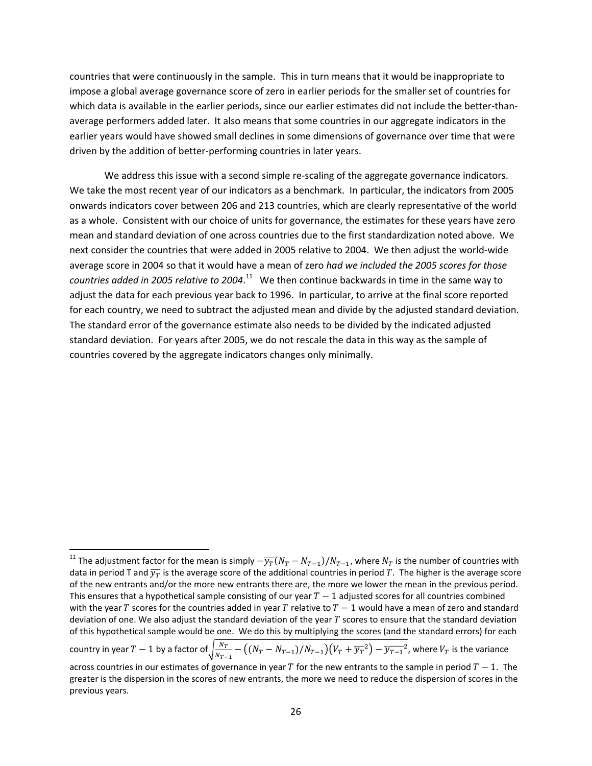countries that were continuously in the sample. This in turn means that it would be inappropriate to impose a global average governance score of zero in earlier periods for the smaller set of countries for which data is available in the earlier periods, since our earlier estimates did not include the better-than-average performers added later. It also means that some countries in our aggregate indicators in the earlier years would have showed small declines in some dimensions of governance over time that were driven by the addition of better-performing countries in later years.

We address this issue with a second simple re-scaling of the aggregate governance indicators. We take the most recent year of our indicators as a benchmark. In particular, the indicators from 2005 onwards indicators cover between 206 and 213 countries, which are clearly representative of the world as a whole. Consistent with our choice of units for governance, the estimates for these years have zero mean and standard deviation of one across countries due to the first standardization noted above. We next consider the countries that were added in 2005 relative to 2004. We then adjust the world-wide average score in 2004 so that it would have a mean of zero *had we included the 2005 scores for those countries added in 2005 relative to 2004*.[11] We then continue backwards in time in the same way to adjust the data for each previous year back to 1996. In particular, to arrive at the final score reported for each country, we need to subtract the adjusted mean and divide by the adjusted standard deviation. The standard error of the governance estimate also needs to be divided by the indicated adjusted standard deviation. For years after 2005, we do not rescale the data in this way as the sample of countries covered by the aggregate indicators changes only minimally.

---

[11] The adjustment factor for the mean is simply $-\overline{y_T}(N_T - N_{T-1})/N_{T-1}$, where $N_T$ is the number of countries with data in period T and $\overline{y_T}$ is the average score of the additional countries in period $T$. The higher is the average score of the new entrants and/or the more new entrants there are, the more we lower the mean in the previous period. This ensures that a hypothetical sample consisting of our year $T-1$ adjusted scores for all countries combined with the year $T$ scores for the countries added in year $T$ relative to $T-1$ would have a mean of zero and standard deviation of one. We also adjust the standard deviation of the year $T$ scores to ensure that the standard deviation of this hypothetical sample would be one. We do this by multiplying the scores (and the standard errors) for each country in year $T-1$ by a factor of $\sqrt{\frac{N_T}{N_{T-1}} - \left((N_T - N_{T-1})/N_{T-1}\right)\left(V_T + \overline{y_T}^2\right) - \overline{y_{T-1}}^2}$, where $V_T$ is the variance across countries in our estimates of governance in year $T$ for the new entrants to the sample in period $T-1$. The greater is the dispersion in the scores of new entrants, the more we need to reduce the dispersion of scores in the previous years.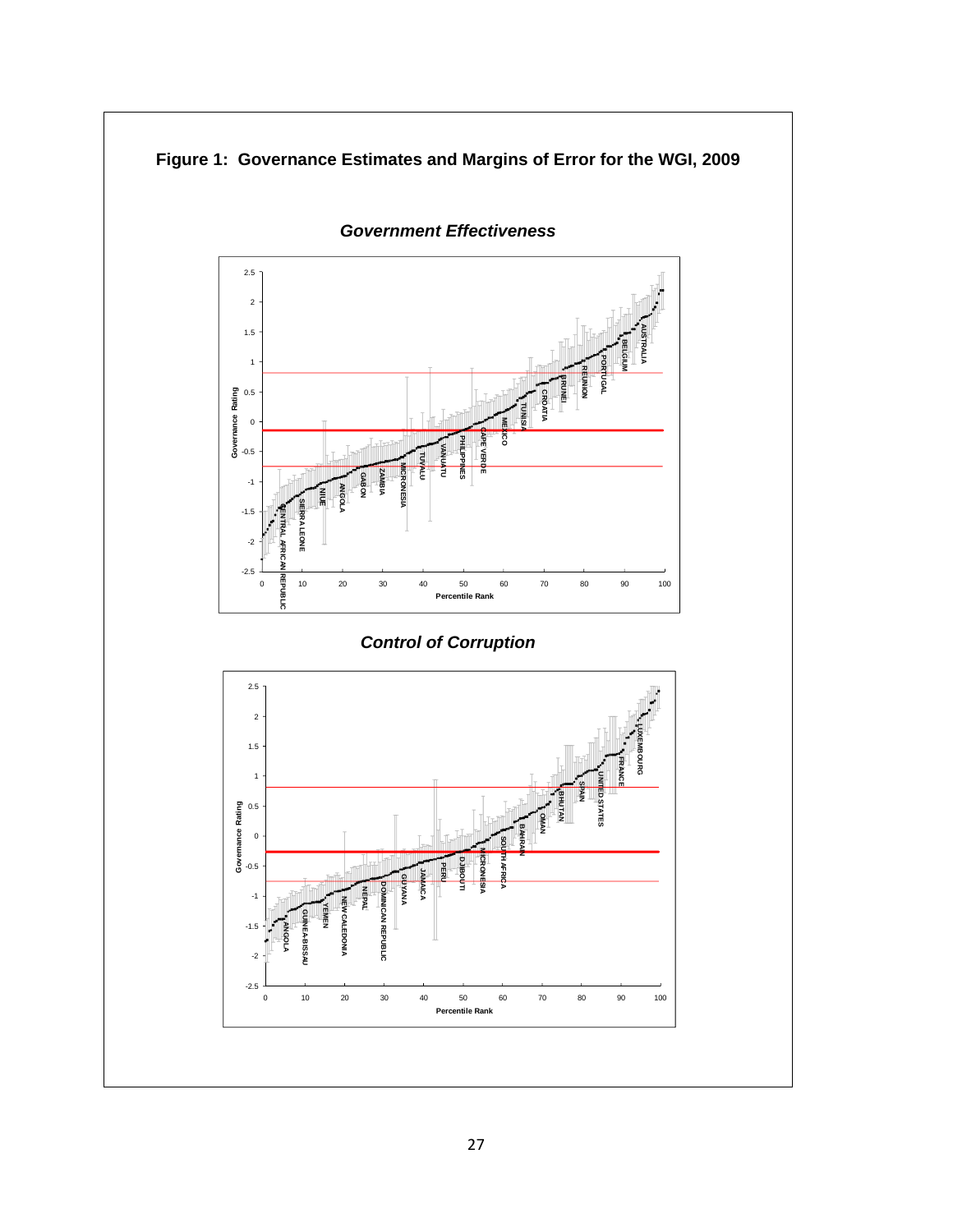## Figure 1: Governance Estimates and Margins of Error for the WGI, 2009

### *Government Effectiveness*

Governance Rating

2.5
2
1.5
1
0.5
0
-0.5
-1
-1.5
-2
-2.5

0 10 20 30 40 50 60 70 80 90 100

Percentile Rank

CENTRAL AFRICAN REPUBLIC
SIERRA LEONE
NIUE
ANGOLA
GABON
ZAMBIA
MICRONESIA
TUVALU
VANUATU
PHILIPPINES
CAPE VERDE
MEXICO
TUNISIA
CROATIA
BRUNEI
REUNION
PORTUGAL
BELGIUM
AUSTRALIA

### *Control of Corruption*

Governance Rating

2.5
2
1.5
1
0.5
0
-0.5
-1
-1.5
-2
-2.5

0 10 20 30 40 50 60 70 80 90 100

Percentile Rank

ANGOLA
GUINEA-BISSAU
YEMEN
NEW CALEDONIA
NEPAL
DOMINICAN REPUBLIC
GUYANA
JAMAICA
PERU
DJIBOUTI
MICRONESIA
SOUTH AFRICA
BAHRAIN
OMAN
BHUTAN
SPAIN
UNITED STATES
FRANCE
LUXEMBOURG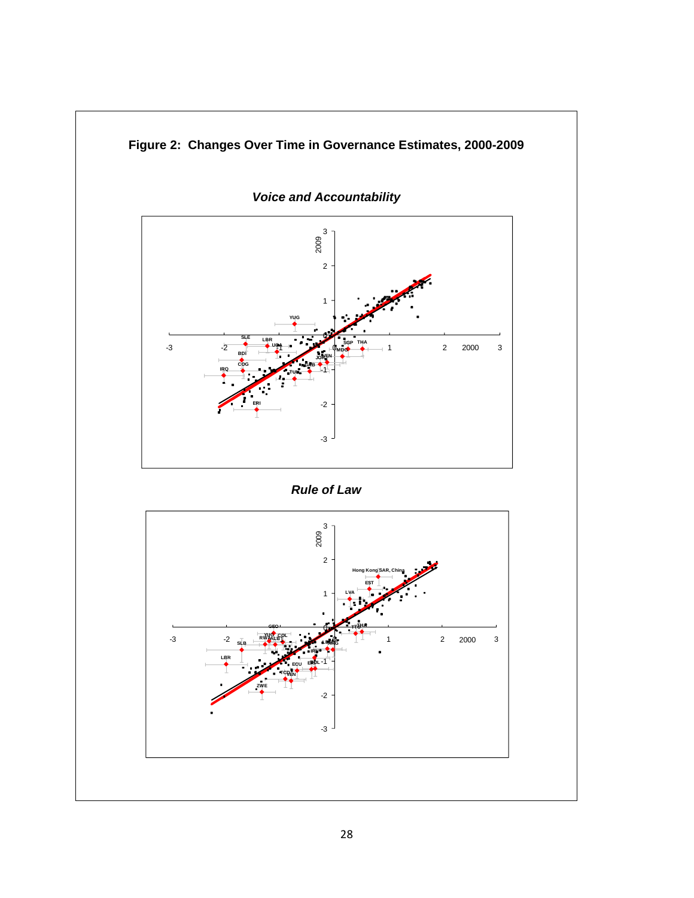**Figure 2: Changes Over Time in Governance Estimates, 2000-2009**

***Voice and Accountability***

3
2009
2
1
-3
-2
-1
0
1
2
2000
3
-1
-2
-3
YUG
SLE
LBR
UGA
BDI
COG
IRQ
ERI
SGP
THA
MDG
JOR
VEN
GAB
TUN

***Rule of Law***

3
2009
2
1
-3
-2
-1
0
1
2
2000
3
-1
-2
-3
Hong Kong SAR, China
EST
LVA
GEO
YUG
COL
RWA
ALB
SLB
LBR
THA
TTO
IRN
ECU
ERI
BOL
ZWE
VEN
ARG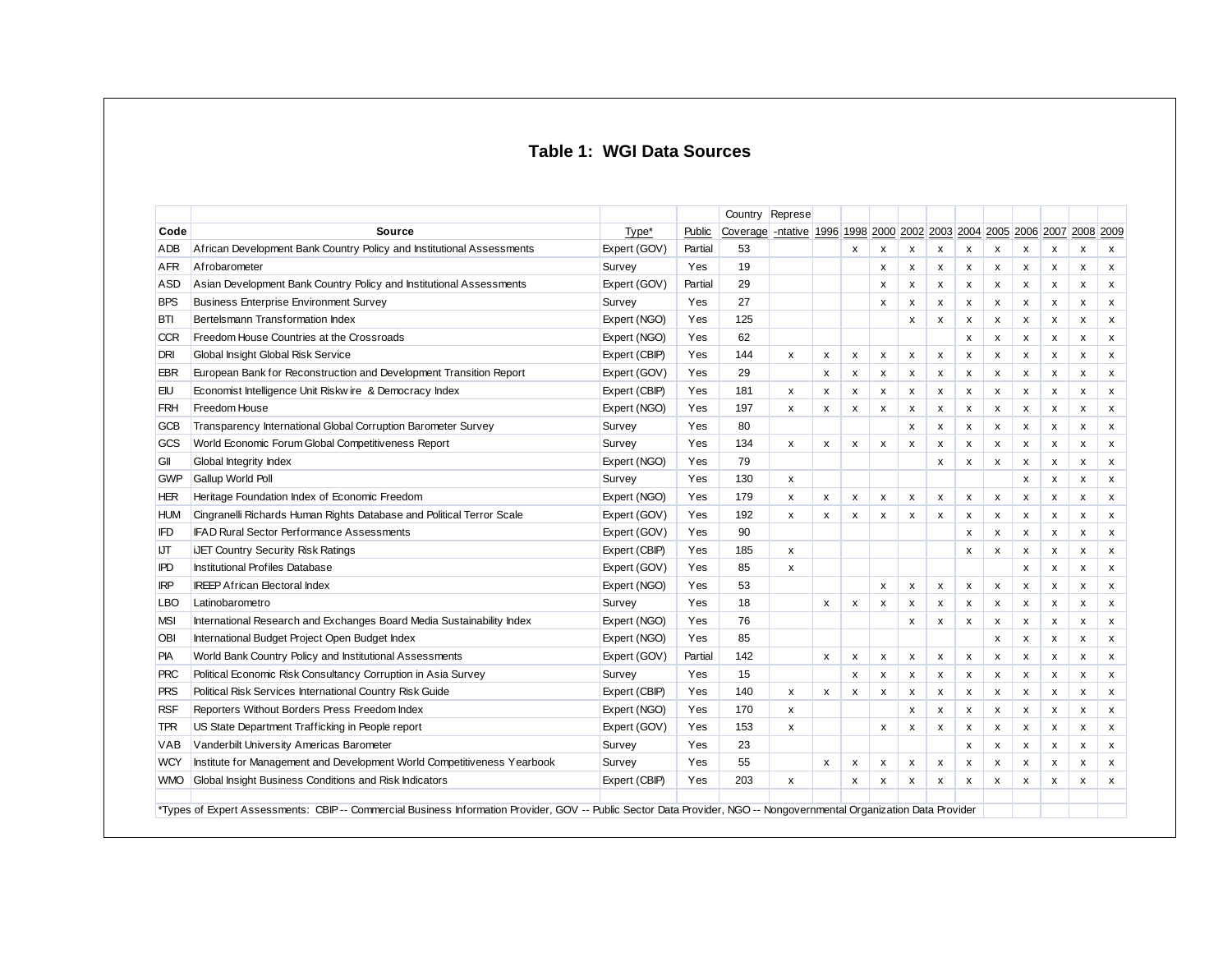## Table 1: WGI Data Sources

| Code | Source | Type* | Public | Country Coverage | Represe-ntative | 1996 | 1998 | 2000 | 2002 | 2003 | 2004 | 2005 | 2006 | 2007 | 2008 | 2009 |
|---|---|---|---|---|---|---|---|---|---|---|---|---|---|---|---|---|
| ADB | African Development Bank Country Policy and Institutional Assessments | Expert (GOV) | Partial | 53 | | | x | x | x | x | x | x | x | x | x | x |
| AFR | Afrobarometer | Survey | Yes | 19 | | | | x | x | x | x | x | x | x | x | x |
| ASD | Asian Development Bank Country Policy and Institutional Assessments | Expert (GOV) | Partial | 29 | | | | x | x | x | x | x | x | x | x | x |
| BPS | Business Enterprise Environment Survey | Survey | Yes | 27 | | | | x | x | x | x | x | x | x | x | x |
| BTI | Bertelsmann Transformation Index | Expert (NGO) | Yes | 125 | | | | | x | x | x | x | x | x | x | x |
| CCR | Freedom House Countries at the Crossroads | Expert (NGO) | Yes | 62 | | | | | | | x | x | x | x | x | x |
| DRI | Global Insight Global Risk Service | Expert (CBIP) | Yes | 144 | x | x | x | x | x | x | x | x | x | x | x | x |
| EBR | European Bank for Reconstruction and Development Transition Report | Expert (GOV) | Yes | 29 | | x | x | x | x | x | x | x | x | x | x | x |
| EIU | Economist Intelligence Unit Riskwire & Democracy Index | Expert (CBIP) | Yes | 181 | x | x | x | x | x | x | x | x | x | x | x | x |
| FRH | Freedom House | Expert (NGO) | Yes | 197 | x | x | x | x | x | x | x | x | x | x | x | x |
| GCB | Transparency International Global Corruption Barometer Survey | Survey | Yes | 80 | | | | | x | x | x | x | x | x | x | x |
| GCS | World Economic Forum Global Competitiveness Report | Survey | Yes | 134 | x | x | x | x | x | x | x | x | x | x | x | x |
| GII | Global Integrity Index | Expert (NGO) | Yes | 79 | | | | | | x | x | x | x | x | x | x |
| GWP | Gallup World Poll | Survey | Yes | 130 | x | | | | | | | | x | x | x | x |
| HER | Heritage Foundation Index of Economic Freedom | Expert (NGO) | Yes | 179 | x | x | x | x | x | x | x | x | x | x | x | x |
| HUM | Cingranelli Richards Human Rights Database and Political Terror Scale | Expert (GOV) | Yes | 192 | x | x | x | x | x | x | x | x | x | x | x | x |
| IFD | IFAD Rural Sector Performance Assessments | Expert (GOV) | Yes | 90 | | | | | | | x | x | x | x | x | x |
| IJT | iJET Country Security Risk Ratings | Expert (CBIP) | Yes | 185 | x | | | | | | x | x | x | x | x | x |
| IPD | Institutional Profiles Database | Expert (GOV) | Yes | 85 | x | | | | | | | | x | x | x | x |
| IRP | IREEP African Electoral Index | Expert (NGO) | Yes | 53 | | | | x | x | x | x | x | x | x | x | x |
| LBO | Latinobarometro | Survey | Yes | 18 | | x | x | x | x | x | x | x | x | x | x | x |
| MSI | International Research and Exchanges Board Media Sustainability Index | Expert (NGO) | Yes | 76 | | | | | x | x | x | x | x | x | x | x |
| OBI | International Budget Project Open Budget Index | Expert (NGO) | Yes | 85 | | | | | | | | x | x | x | x | x |
| PIA | World Bank Country Policy and Institutional Assessments | Expert (GOV) | Partial | 142 | | x | x | x | x | x | x | x | x | x | x | x |
| PRC | Political Economic Risk Consultancy Corruption in Asia Survey | Survey | Yes | 15 | | | x | x | x | x | x | x | x | x | x | x |
| PRS | Political Risk Services International Country Risk Guide | Expert (CBIP) | Yes | 140 | x | x | x | x | x | x | x | x | x | x | x | x |
| RSF | Reporters Without Borders Press Freedom Index | Expert (NGO) | Yes | 170 | x | | | | x | x | x | x | x | x | x | x |
| TPR | US State Department Trafficking in People report | Expert (GOV) | Yes | 153 | x | | | x | x | x | x | x | x | x | x | x |
| VAB | Vanderbilt University Americas Barometer | Survey | Yes | 23 | | | | | | | x | x | x | x | x | x |
| WCY | Institute for Management and Development World Competitiveness Yearbook | Survey | Yes | 55 | | x | x | x | x | x | x | x | x | x | x | x |
| WMO | Global Insight Business Conditions and Risk Indicators | Expert (CBIP) | Yes | 203 | x | | x | x | x | x | x | x | x | x | x | x |

*Types of Expert Assessments: CBIP -- Commercial Business Information Provider, GOV -- Public Sector Data Provider, NGO -- Nongovernmental Organization Data Provider